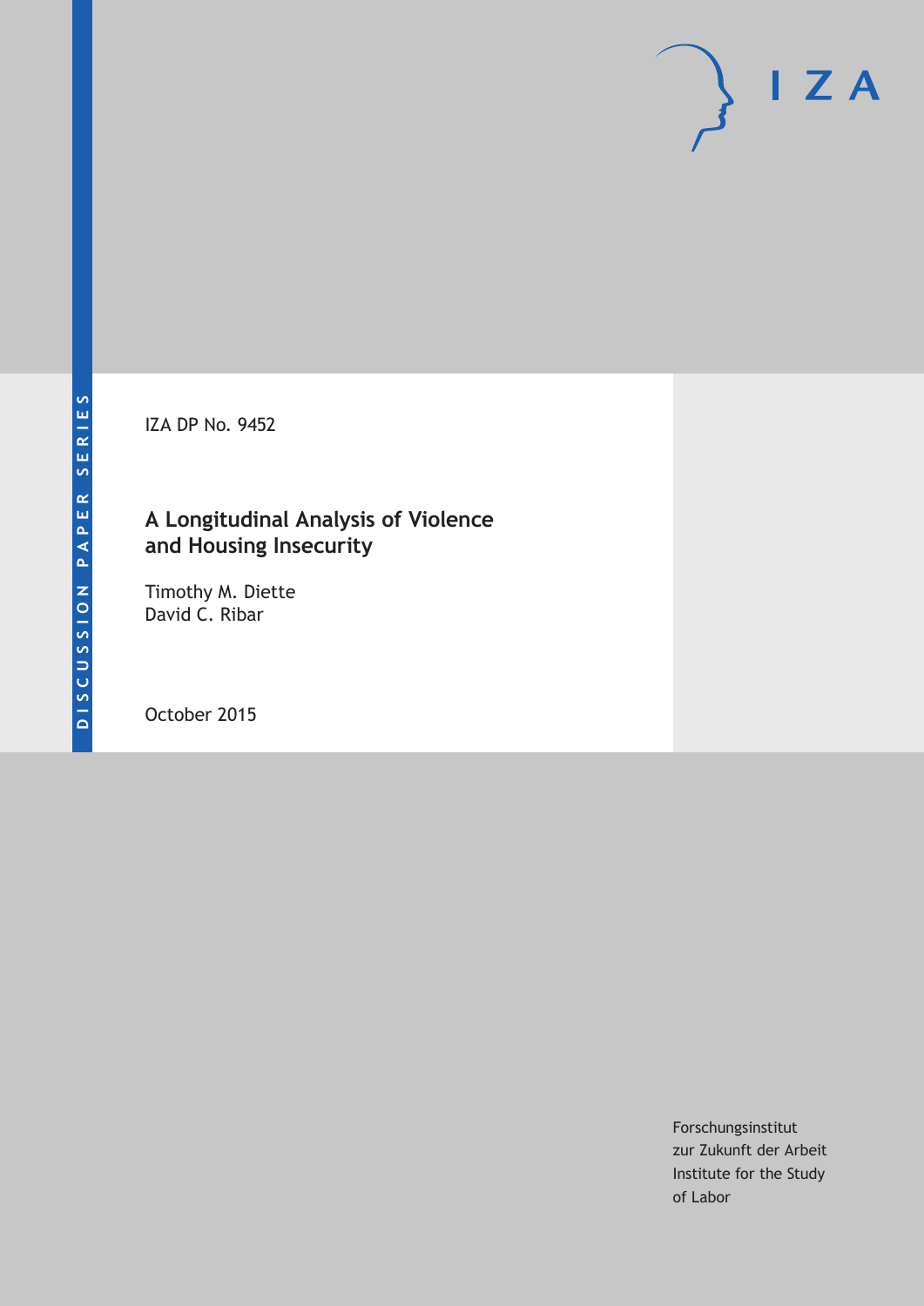DISCUSSION PAPER SERIES

IZA DP No. 9452

# A Longitudinal Analysis of Violence and Housing Insecurity

Timothy M. Diette
David C. Ribar

October 2015

Forschungsinstitut
zur Zukunft der Arbeit
Institute for the Study
of Labor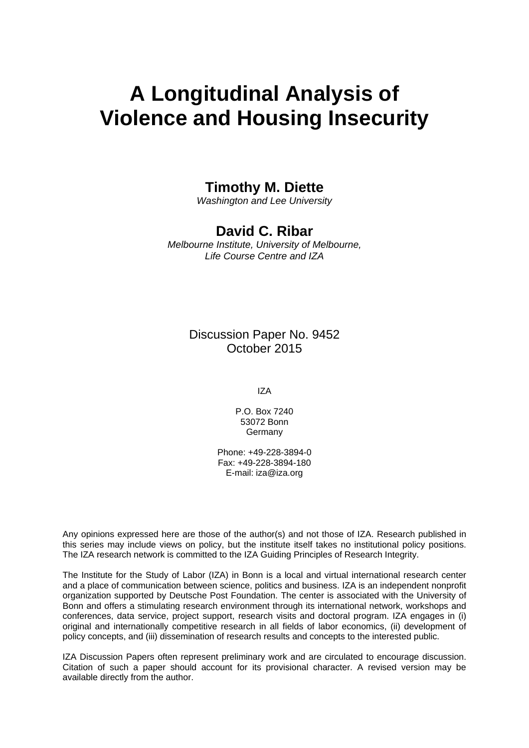# A Longitudinal Analysis of Violence and Housing Insecurity

**Timothy M. Diette**
*Washington and Lee University*

**David C. Ribar**
*Melbourne Institute, University of Melbourne, Life Course Centre and IZA*

Discussion Paper No. 9452
October 2015

IZA

P.O. Box 7240
53072 Bonn
Germany

Phone: +49-228-3894-0
Fax: +49-228-3894-180
E-mail: iza@iza.org

Any opinions expressed here are those of the author(s) and not those of IZA. Research published in this series may include views on policy, but the institute itself takes no institutional policy positions. The IZA research network is committed to the IZA Guiding Principles of Research Integrity.

The Institute for the Study of Labor (IZA) in Bonn is a local and virtual international research center and a place of communication between science, politics and business. IZA is an independent nonprofit organization supported by Deutsche Post Foundation. The center is associated with the University of Bonn and offers a stimulating research environment through its international network, workshops and conferences, data service, project support, research visits and doctoral program. IZA engages in (i) original and internationally competitive research in all fields of labor economics, (ii) development of policy concepts, and (iii) dissemination of research results and concepts to the interested public.

IZA Discussion Papers often represent preliminary work and are circulated to encourage discussion. Citation of such a paper should account for its provisional character. A revised version may be available directly from the author.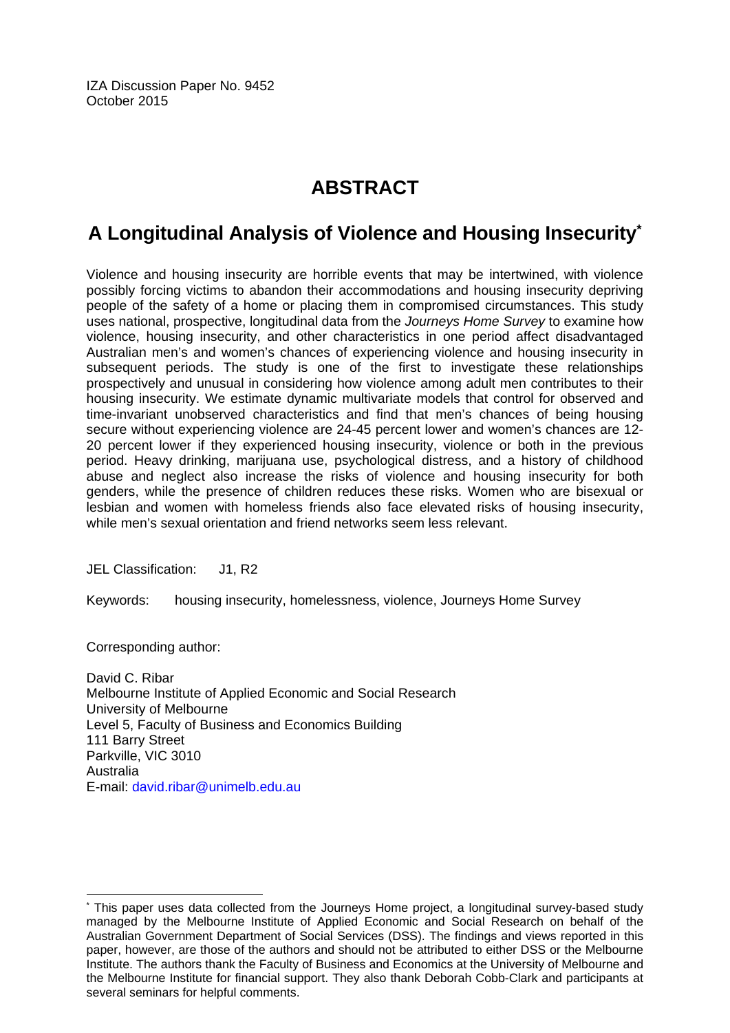IZA Discussion Paper No. 9452
October 2015

# ABSTRACT

## A Longitudinal Analysis of Violence and Housing Insecurity*

Violence and housing insecurity are horrible events that may be intertwined, with violence possibly forcing victims to abandon their accommodations and housing insecurity depriving people of the safety of a home or placing them in compromised circumstances. This study uses national, prospective, longitudinal data from the *Journeys Home Survey* to examine how violence, housing insecurity, and other characteristics in one period affect disadvantaged Australian men's and women's chances of experiencing violence and housing insecurity in subsequent periods. The study is one of the first to investigate these relationships prospectively and unusual in considering how violence among adult men contributes to their housing insecurity. We estimate dynamic multivariate models that control for observed and time-invariant unobserved characteristics and find that men's chances of being housing secure without experiencing violence are 24-45 percent lower and women's chances are 12-20 percent lower if they experienced housing insecurity, violence or both in the previous period. Heavy drinking, marijuana use, psychological distress, and a history of childhood abuse and neglect also increase the risks of violence and housing insecurity for both genders, while the presence of children reduces these risks. Women who are bisexual or lesbian and women with homeless friends also face elevated risks of housing insecurity, while men's sexual orientation and friend networks seem less relevant.

JEL Classification: J1, R2

Keywords: housing insecurity, homelessness, violence, Journeys Home Survey

Corresponding author:

David C. Ribar
Melbourne Institute of Applied Economic and Social Research
University of Melbourne
Level 5, Faculty of Business and Economics Building
111 Barry Street
Parkville, VIC 3010
Australia
E-mail: david.ribar@unimelb.edu.au

---

* This paper uses data collected from the Journeys Home project, a longitudinal survey-based study managed by the Melbourne Institute of Applied Economic and Social Research on behalf of the Australian Government Department of Social Services (DSS). The findings and views reported in this paper, however, are those of the authors and should not be attributed to either DSS or the Melbourne Institute. The authors thank the Faculty of Business and Economics at the University of Melbourne and the Melbourne Institute for financial support. They also thank Deborah Cobb-Clark and participants at several seminars for helpful comments.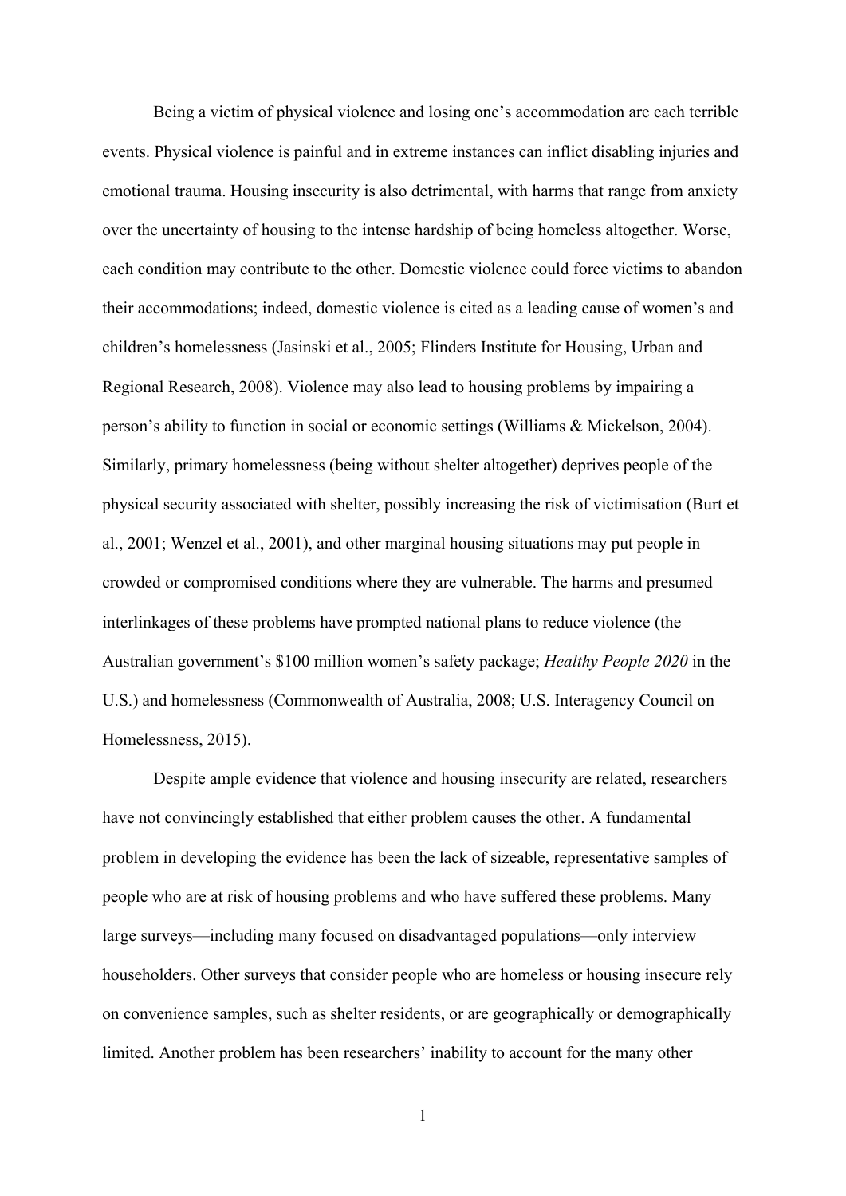Being a victim of physical violence and losing one's accommodation are each terrible events. Physical violence is painful and in extreme instances can inflict disabling injuries and emotional trauma. Housing insecurity is also detrimental, with harms that range from anxiety over the uncertainty of housing to the intense hardship of being homeless altogether. Worse, each condition may contribute to the other. Domestic violence could force victims to abandon their accommodations; indeed, domestic violence is cited as a leading cause of women's and children's homelessness (Jasinski et al., 2005; Flinders Institute for Housing, Urban and Regional Research, 2008). Violence may also lead to housing problems by impairing a person's ability to function in social or economic settings (Williams & Mickelson, 2004). Similarly, primary homelessness (being without shelter altogether) deprives people of the physical security associated with shelter, possibly increasing the risk of victimisation (Burt et al., 2001; Wenzel et al., 2001), and other marginal housing situations may put people in crowded or compromised conditions where they are vulnerable. The harms and presumed interlinkages of these problems have prompted national plans to reduce violence (the Australian government's $100 million women's safety package; *Healthy People 2020* in the U.S.) and homelessness (Commonwealth of Australia, 2008; U.S. Interagency Council on Homelessness, 2015).

Despite ample evidence that violence and housing insecurity are related, researchers have not convincingly established that either problem causes the other. A fundamental problem in developing the evidence has been the lack of sizeable, representative samples of people who are at risk of housing problems and who have suffered these problems. Many large surveys—including many focused on disadvantaged populations—only interview householders. Other surveys that consider people who are homeless or housing insecure rely on convenience samples, such as shelter residents, or are geographically or demographically limited. Another problem has been researchers' inability to account for the many other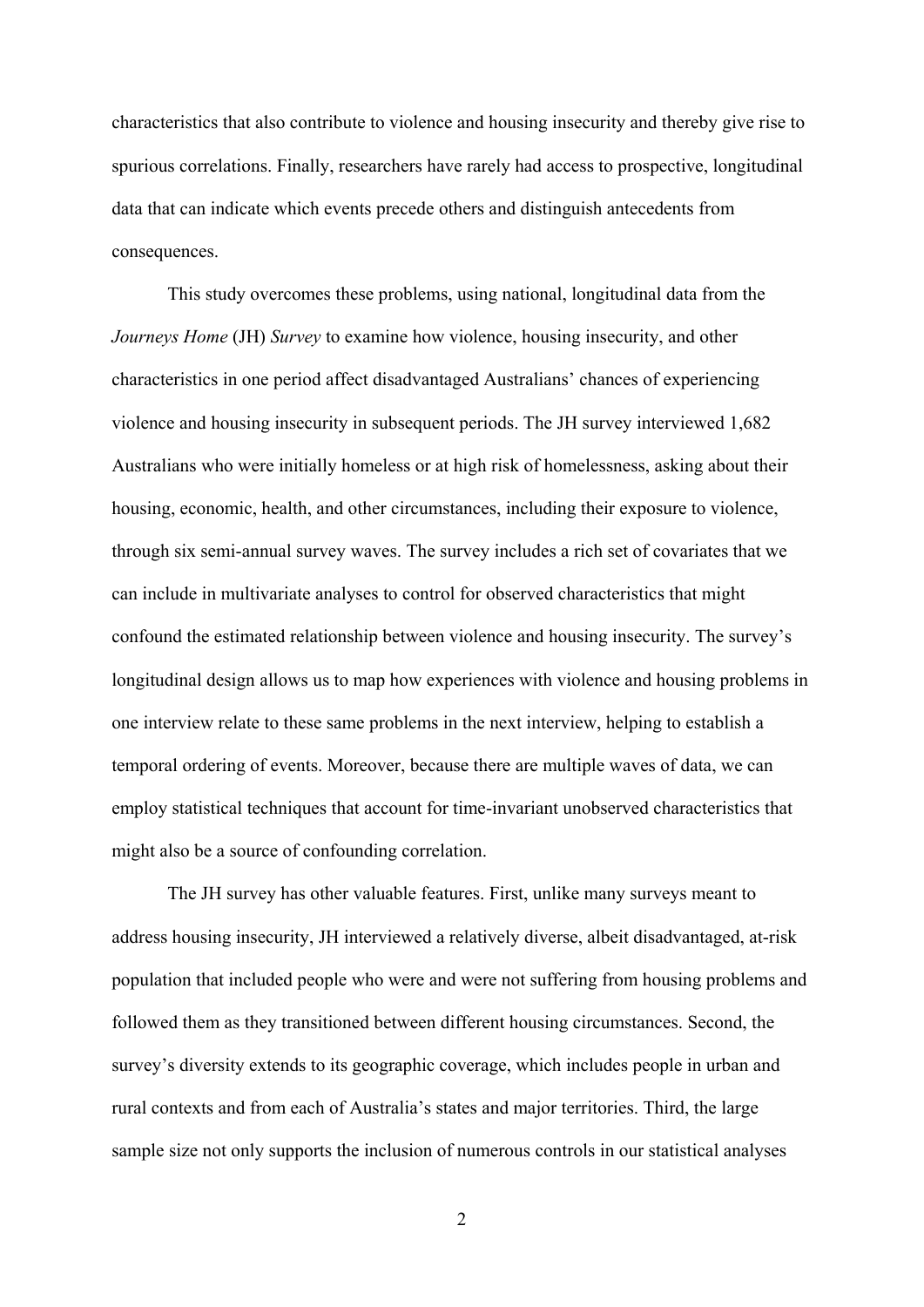characteristics that also contribute to violence and housing insecurity and thereby give rise to spurious correlations. Finally, researchers have rarely had access to prospective, longitudinal data that can indicate which events precede others and distinguish antecedents from consequences.

This study overcomes these problems, using national, longitudinal data from the *Journeys Home* (JH) *Survey* to examine how violence, housing insecurity, and other characteristics in one period affect disadvantaged Australians' chances of experiencing violence and housing insecurity in subsequent periods. The JH survey interviewed 1,682 Australians who were initially homeless or at high risk of homelessness, asking about their housing, economic, health, and other circumstances, including their exposure to violence, through six semi-annual survey waves. The survey includes a rich set of covariates that we can include in multivariate analyses to control for observed characteristics that might confound the estimated relationship between violence and housing insecurity. The survey's longitudinal design allows us to map how experiences with violence and housing problems in one interview relate to these same problems in the next interview, helping to establish a temporal ordering of events. Moreover, because there are multiple waves of data, we can employ statistical techniques that account for time-invariant unobserved characteristics that might also be a source of confounding correlation.

The JH survey has other valuable features. First, unlike many surveys meant to address housing insecurity, JH interviewed a relatively diverse, albeit disadvantaged, at-risk population that included people who were and were not suffering from housing problems and followed them as they transitioned between different housing circumstances. Second, the survey's diversity extends to its geographic coverage, which includes people in urban and rural contexts and from each of Australia's states and major territories. Third, the large sample size not only supports the inclusion of numerous controls in our statistical analyses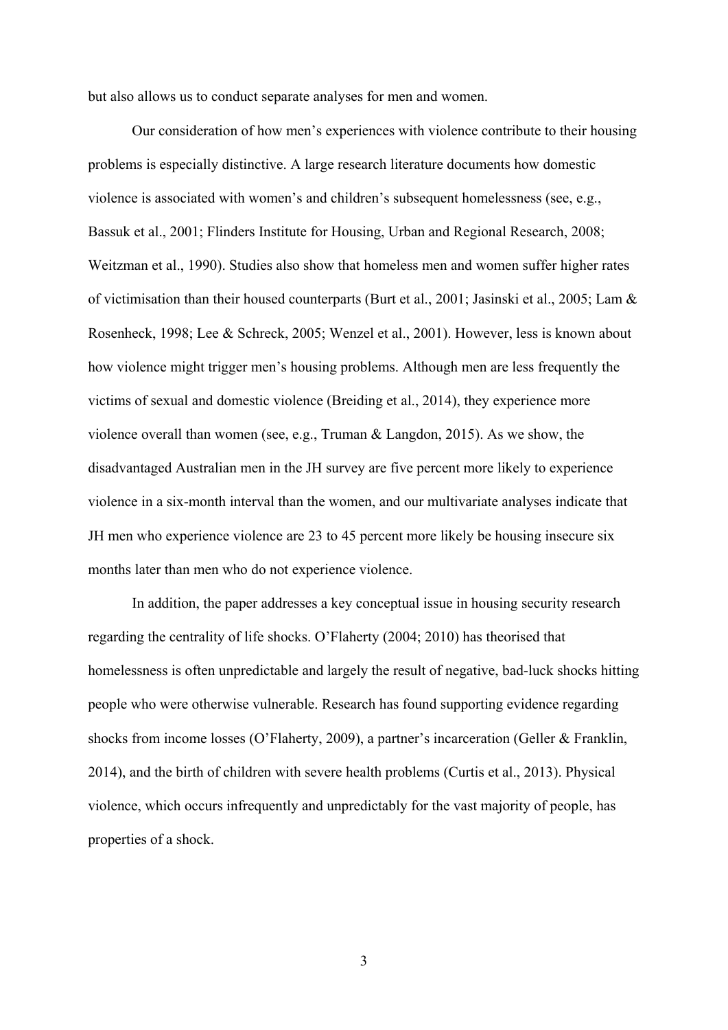but also allows us to conduct separate analyses for men and women.

Our consideration of how men's experiences with violence contribute to their housing problems is especially distinctive. A large research literature documents how domestic violence is associated with women's and children's subsequent homelessness (see, e.g., Bassuk et al., 2001; Flinders Institute for Housing, Urban and Regional Research, 2008; Weitzman et al., 1990). Studies also show that homeless men and women suffer higher rates of victimisation than their housed counterparts (Burt et al., 2001; Jasinski et al., 2005; Lam & Rosenheck, 1998; Lee & Schreck, 2005; Wenzel et al., 2001). However, less is known about how violence might trigger men's housing problems. Although men are less frequently the victims of sexual and domestic violence (Breiding et al., 2014), they experience more violence overall than women (see, e.g., Truman & Langdon, 2015). As we show, the disadvantaged Australian men in the JH survey are five percent more likely to experience violence in a six-month interval than the women, and our multivariate analyses indicate that JH men who experience violence are 23 to 45 percent more likely be housing insecure six months later than men who do not experience violence.

In addition, the paper addresses a key conceptual issue in housing security research regarding the centrality of life shocks. O'Flaherty (2004; 2010) has theorised that homelessness is often unpredictable and largely the result of negative, bad-luck shocks hitting people who were otherwise vulnerable. Research has found supporting evidence regarding shocks from income losses (O'Flaherty, 2009), a partner's incarceration (Geller & Franklin, 2014), and the birth of children with severe health problems (Curtis et al., 2013). Physical violence, which occurs infrequently and unpredictably for the vast majority of people, has properties of a shock.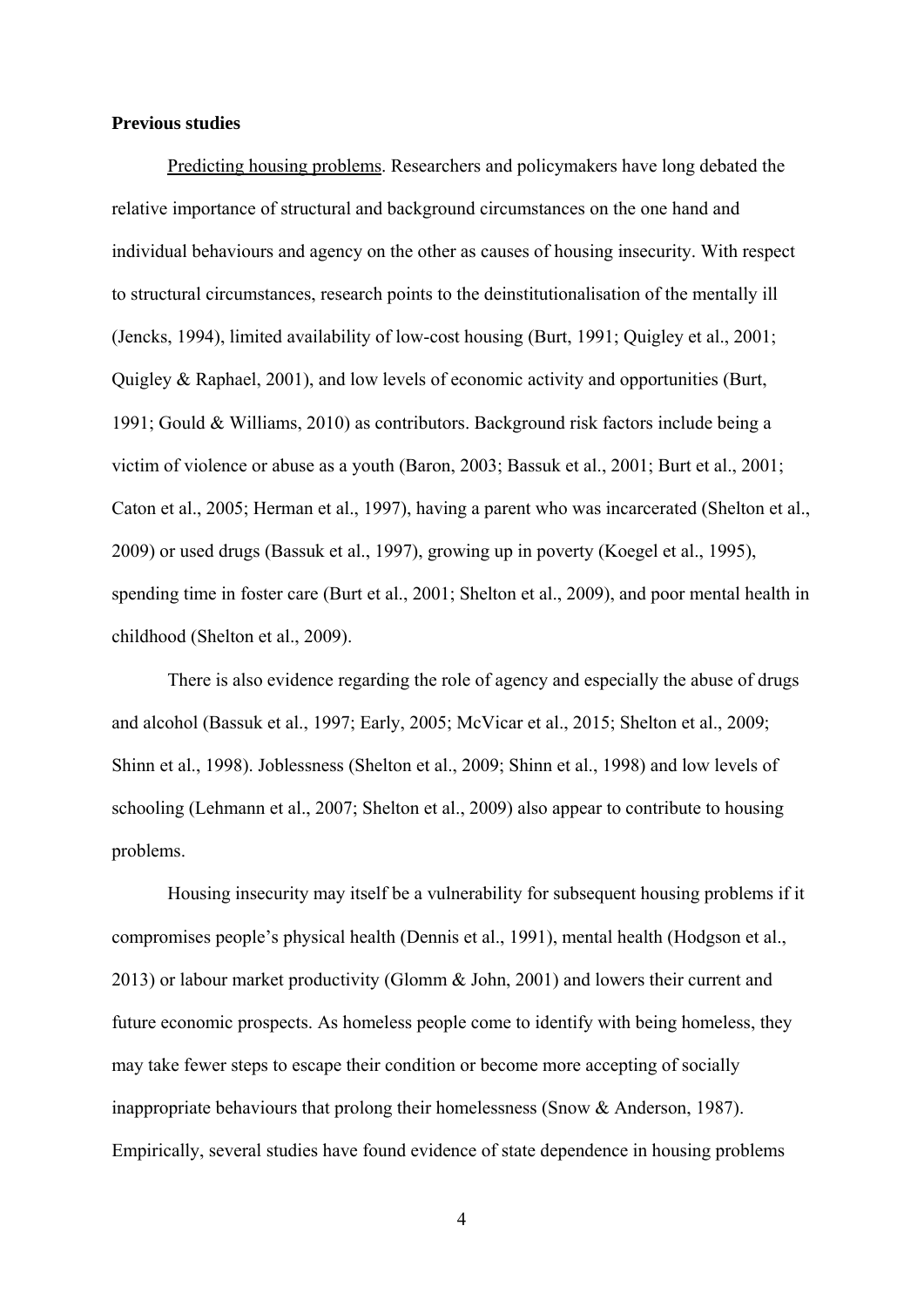**Previous studies**

Predicting housing problems. Researchers and policymakers have long debated the relative importance of structural and background circumstances on the one hand and individual behaviours and agency on the other as causes of housing insecurity. With respect to structural circumstances, research points to the deinstitutionalisation of the mentally ill (Jencks, 1994), limited availability of low-cost housing (Burt, 1991; Quigley et al., 2001; Quigley & Raphael, 2001), and low levels of economic activity and opportunities (Burt, 1991; Gould & Williams, 2010) as contributors. Background risk factors include being a victim of violence or abuse as a youth (Baron, 2003; Bassuk et al., 2001; Burt et al., 2001; Caton et al., 2005; Herman et al., 1997), having a parent who was incarcerated (Shelton et al., 2009) or used drugs (Bassuk et al., 1997), growing up in poverty (Koegel et al., 1995), spending time in foster care (Burt et al., 2001; Shelton et al., 2009), and poor mental health in childhood (Shelton et al., 2009).

There is also evidence regarding the role of agency and especially the abuse of drugs and alcohol (Bassuk et al., 1997; Early, 2005; McVicar et al., 2015; Shelton et al., 2009; Shinn et al., 1998). Joblessness (Shelton et al., 2009; Shinn et al., 1998) and low levels of schooling (Lehmann et al., 2007; Shelton et al., 2009) also appear to contribute to housing problems.

Housing insecurity may itself be a vulnerability for subsequent housing problems if it compromises people's physical health (Dennis et al., 1991), mental health (Hodgson et al., 2013) or labour market productivity (Glomm & John, 2001) and lowers their current and future economic prospects. As homeless people come to identify with being homeless, they may take fewer steps to escape their condition or become more accepting of socially inappropriate behaviours that prolong their homelessness (Snow & Anderson, 1987). Empirically, several studies have found evidence of state dependence in housing problems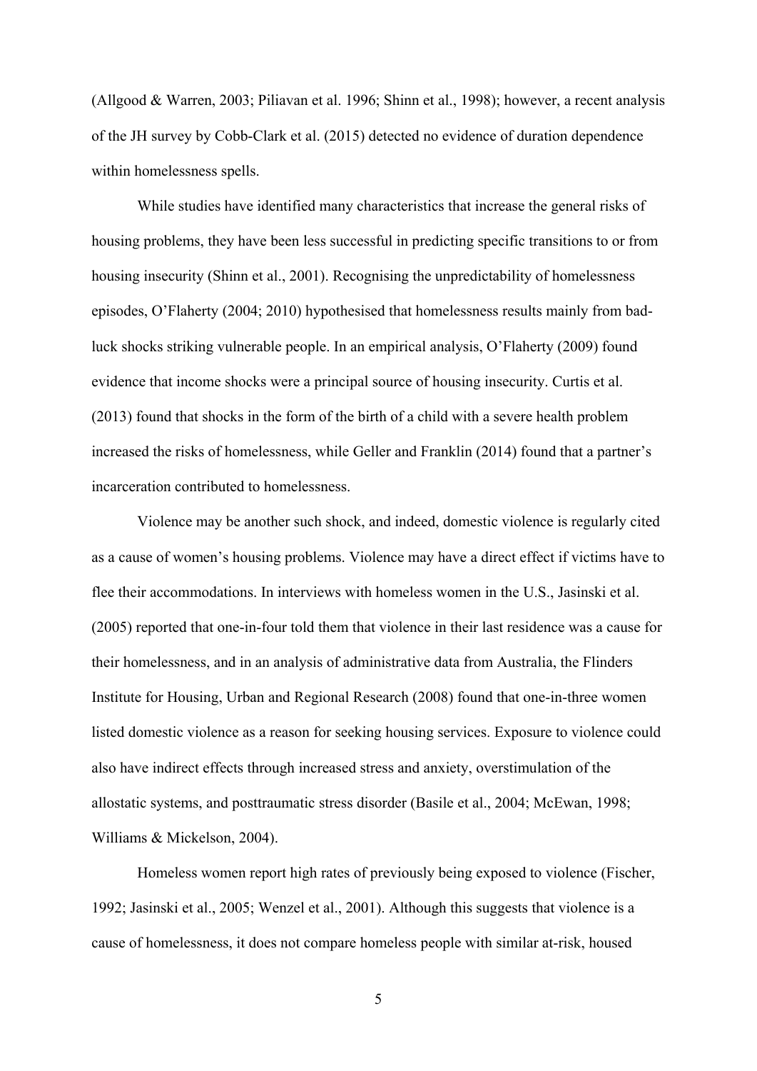(Allgood & Warren, 2003; Piliavan et al. 1996; Shinn et al., 1998); however, a recent analysis of the JH survey by Cobb-Clark et al. (2015) detected no evidence of duration dependence within homelessness spells.

While studies have identified many characteristics that increase the general risks of housing problems, they have been less successful in predicting specific transitions to or from housing insecurity (Shinn et al., 2001). Recognising the unpredictability of homelessness episodes, O'Flaherty (2004; 2010) hypothesised that homelessness results mainly from bad-luck shocks striking vulnerable people. In an empirical analysis, O'Flaherty (2009) found evidence that income shocks were a principal source of housing insecurity. Curtis et al. (2013) found that shocks in the form of the birth of a child with a severe health problem increased the risks of homelessness, while Geller and Franklin (2014) found that a partner's incarceration contributed to homelessness.

Violence may be another such shock, and indeed, domestic violence is regularly cited as a cause of women's housing problems. Violence may have a direct effect if victims have to flee their accommodations. In interviews with homeless women in the U.S., Jasinski et al. (2005) reported that one-in-four told them that violence in their last residence was a cause for their homelessness, and in an analysis of administrative data from Australia, the Flinders Institute for Housing, Urban and Regional Research (2008) found that one-in-three women listed domestic violence as a reason for seeking housing services. Exposure to violence could also have indirect effects through increased stress and anxiety, overstimulation of the allostatic systems, and posttraumatic stress disorder (Basile et al., 2004; McEwan, 1998; Williams & Mickelson, 2004).

Homeless women report high rates of previously being exposed to violence (Fischer, 1992; Jasinski et al., 2005; Wenzel et al., 2001). Although this suggests that violence is a cause of homelessness, it does not compare homeless people with similar at-risk, housed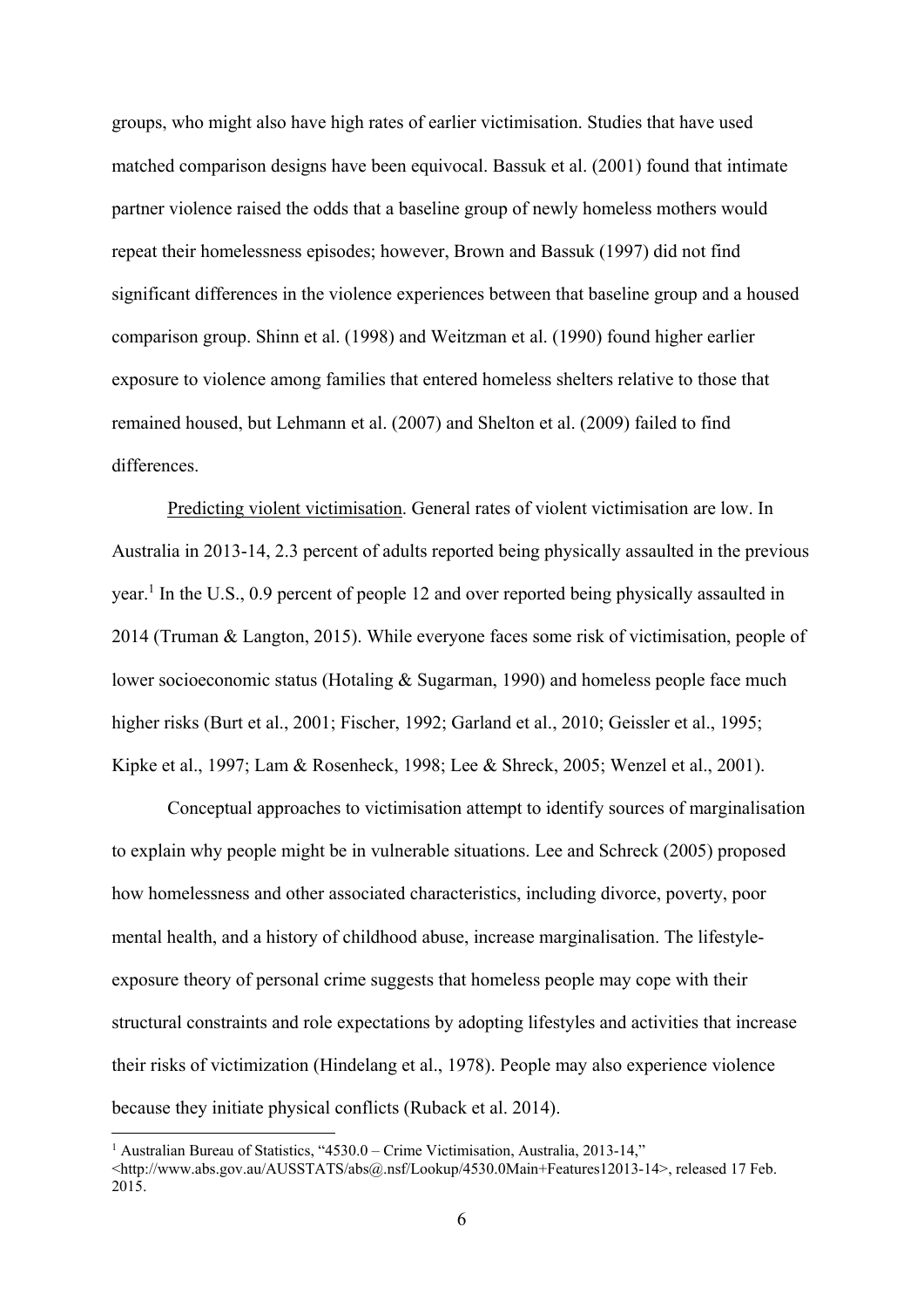groups, who might also have high rates of earlier victimisation. Studies that have used matched comparison designs have been equivocal. Bassuk et al. (2001) found that intimate partner violence raised the odds that a baseline group of newly homeless mothers would repeat their homelessness episodes; however, Brown and Bassuk (1997) did not find significant differences in the violence experiences between that baseline group and a housed comparison group. Shinn et al. (1998) and Weitzman et al. (1990) found higher earlier exposure to violence among families that entered homeless shelters relative to those that remained housed, but Lehmann et al. (2007) and Shelton et al. (2009) failed to find differences.

Predicting violent victimisation. General rates of violent victimisation are low. In Australia in 2013-14, 2.3 percent of adults reported being physically assaulted in the previous year.[1] In the U.S., 0.9 percent of people 12 and over reported being physically assaulted in 2014 (Truman & Langton, 2015). While everyone faces some risk of victimisation, people of lower socioeconomic status (Hotaling & Sugarman, 1990) and homeless people face much higher risks (Burt et al., 2001; Fischer, 1992; Garland et al., 2010; Geissler et al., 1995; Kipke et al., 1997; Lam & Rosenheck, 1998; Lee & Shreck, 2005; Wenzel et al., 2001).

Conceptual approaches to victimisation attempt to identify sources of marginalisation to explain why people might be in vulnerable situations. Lee and Schreck (2005) proposed how homelessness and other associated characteristics, including divorce, poverty, poor mental health, and a history of childhood abuse, increase marginalisation. The lifestyle-exposure theory of personal crime suggests that homeless people may cope with their structural constraints and role expectations by adopting lifestyles and activities that increase their risks of victimization (Hindelang et al., 1978). People may also experience violence because they initiate physical conflicts (Ruback et al. 2014).

[1] Australian Bureau of Statistics, "4530.0 – Crime Victimisation, Australia, 2013-14," <http://www.abs.gov.au/AUSSTATS/abs@.nsf/Lookup/4530.0Main+Features12013-14>, released 17 Feb. 2015.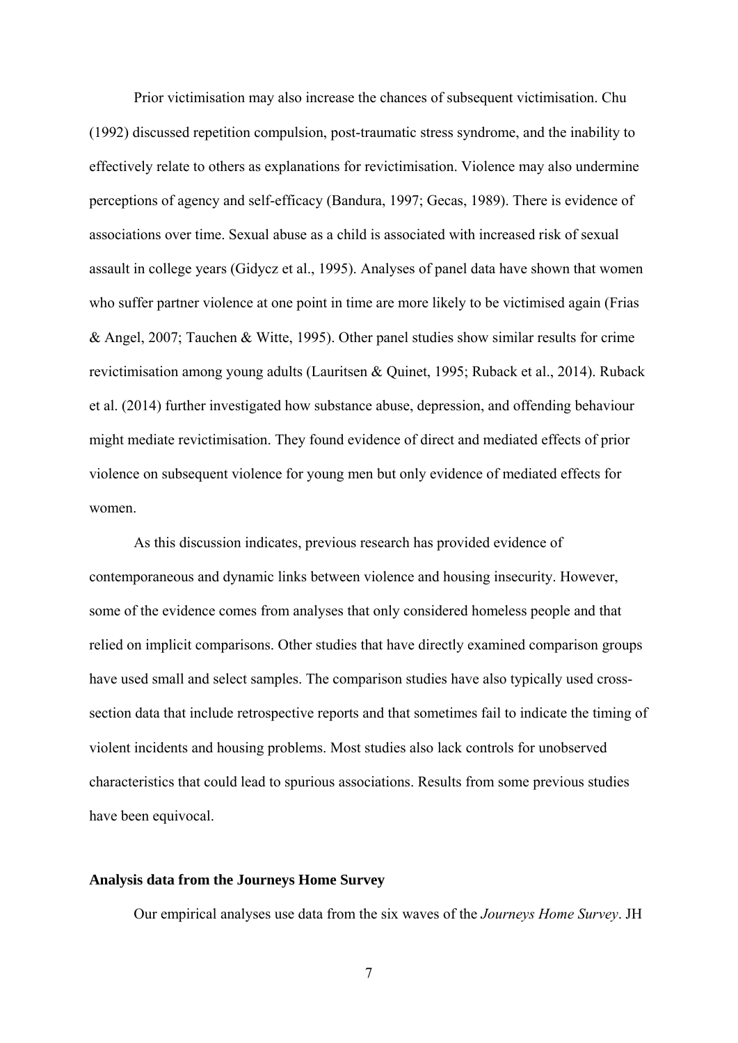Prior victimisation may also increase the chances of subsequent victimisation. Chu (1992) discussed repetition compulsion, post-traumatic stress syndrome, and the inability to effectively relate to others as explanations for revictimisation. Violence may also undermine perceptions of agency and self-efficacy (Bandura, 1997; Gecas, 1989). There is evidence of associations over time. Sexual abuse as a child is associated with increased risk of sexual assault in college years (Gidycz et al., 1995). Analyses of panel data have shown that women who suffer partner violence at one point in time are more likely to be victimised again (Frias & Angel, 2007; Tauchen & Witte, 1995). Other panel studies show similar results for crime revictimisation among young adults (Lauritsen & Quinet, 1995; Ruback et al., 2014). Ruback et al. (2014) further investigated how substance abuse, depression, and offending behaviour might mediate revictimisation. They found evidence of direct and mediated effects of prior violence on subsequent violence for young men but only evidence of mediated effects for women.

As this discussion indicates, previous research has provided evidence of contemporaneous and dynamic links between violence and housing insecurity. However, some of the evidence comes from analyses that only considered homeless people and that relied on implicit comparisons. Other studies that have directly examined comparison groups have used small and select samples. The comparison studies have also typically used cross-section data that include retrospective reports and that sometimes fail to indicate the timing of violent incidents and housing problems. Most studies also lack controls for unobserved characteristics that could lead to spurious associations. Results from some previous studies have been equivocal.

## Analysis data from the Journeys Home Survey

Our empirical analyses use data from the six waves of the *Journeys Home Survey*. JH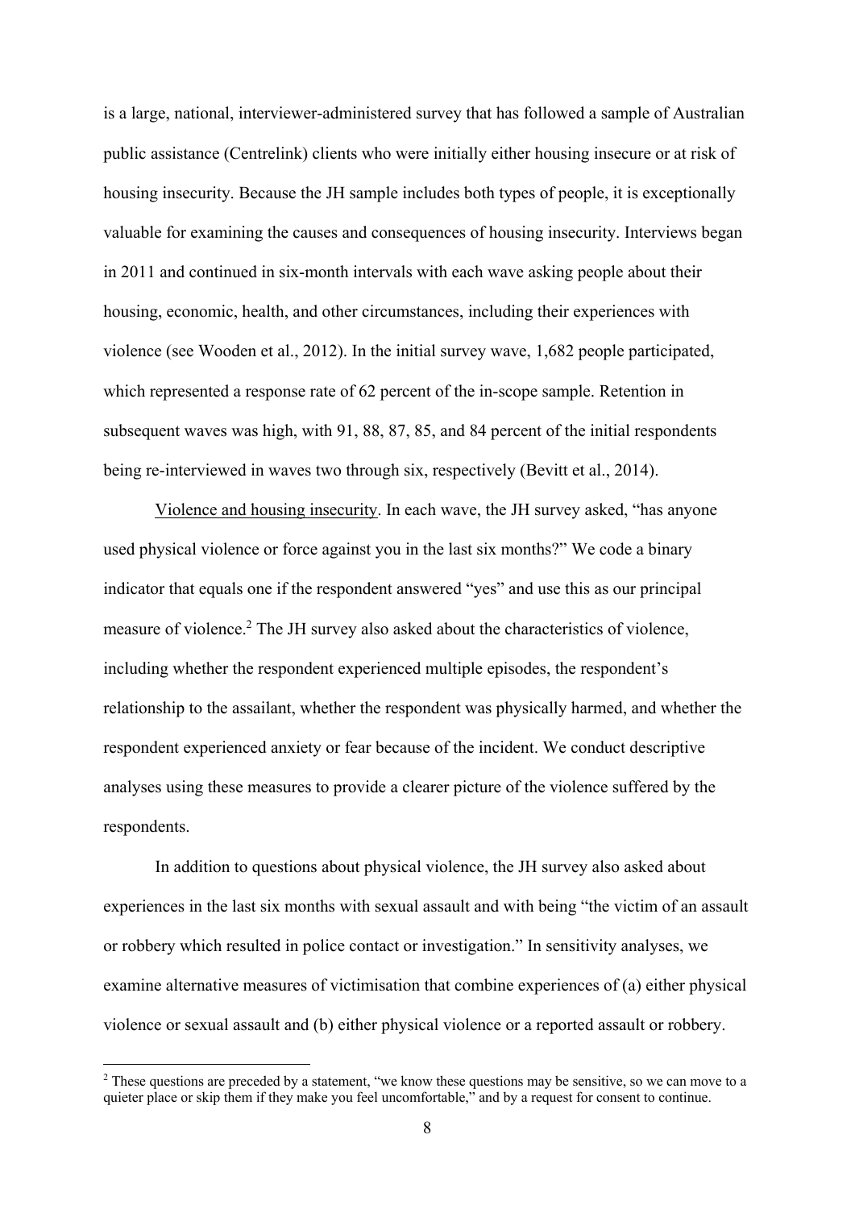is a large, national, interviewer-administered survey that has followed a sample of Australian public assistance (Centrelink) clients who were initially either housing insecure or at risk of housing insecurity. Because the JH sample includes both types of people, it is exceptionally valuable for examining the causes and consequences of housing insecurity. Interviews began in 2011 and continued in six-month intervals with each wave asking people about their housing, economic, health, and other circumstances, including their experiences with violence (see Wooden et al., 2012). In the initial survey wave, 1,682 people participated, which represented a response rate of 62 percent of the in-scope sample. Retention in subsequent waves was high, with 91, 88, 87, 85, and 84 percent of the initial respondents being re-interviewed in waves two through six, respectively (Bevitt et al., 2014).

Violence and housing insecurity. In each wave, the JH survey asked, "has anyone used physical violence or force against you in the last six months?" We code a binary indicator that equals one if the respondent answered "yes" and use this as our principal measure of violence.[2] The JH survey also asked about the characteristics of violence, including whether the respondent experienced multiple episodes, the respondent's relationship to the assailant, whether the respondent was physically harmed, and whether the respondent experienced anxiety or fear because of the incident. We conduct descriptive analyses using these measures to provide a clearer picture of the violence suffered by the respondents.

In addition to questions about physical violence, the JH survey also asked about experiences in the last six months with sexual assault and with being "the victim of an assault or robbery which resulted in police contact or investigation." In sensitivity analyses, we examine alternative measures of victimisation that combine experiences of (a) either physical violence or sexual assault and (b) either physical violence or a reported assault or robbery.

[2] These questions are preceded by a statement, "we know these questions may be sensitive, so we can move to a quieter place or skip them if they make you feel uncomfortable," and by a request for consent to continue.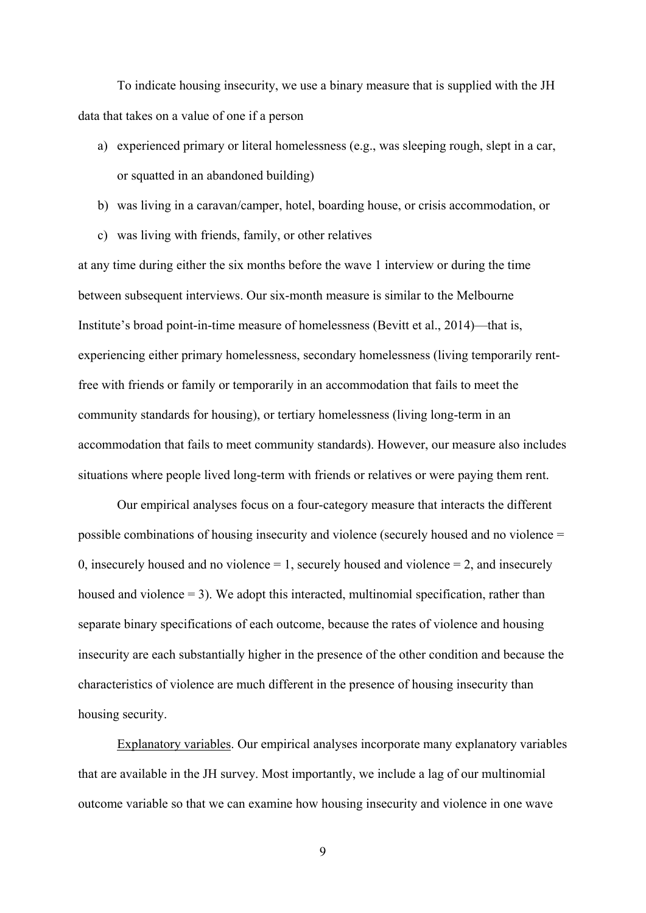To indicate housing insecurity, we use a binary measure that is supplied with the JH data that takes on a value of one if a person

a) experienced primary or literal homelessness (e.g., was sleeping rough, slept in a car, or squatted in an abandoned building)
b) was living in a caravan/camper, hotel, boarding house, or crisis accommodation, or
c) was living with friends, family, or other relatives

at any time during either the six months before the wave 1 interview or during the time between subsequent interviews. Our six-month measure is similar to the Melbourne Institute's broad point-in-time measure of homelessness (Bevitt et al., 2014)—that is, experiencing either primary homelessness, secondary homelessness (living temporarily rent-free with friends or family or temporarily in an accommodation that fails to meet the community standards for housing), or tertiary homelessness (living long-term in an accommodation that fails to meet community standards). However, our measure also includes situations where people lived long-term with friends or relatives or were paying them rent.

Our empirical analyses focus on a four-category measure that interacts the different possible combinations of housing insecurity and violence (securely housed and no violence = 0, insecurely housed and no violence = 1, securely housed and violence = 2, and insecurely housed and violence = 3). We adopt this interacted, multinomial specification, rather than separate binary specifications of each outcome, because the rates of violence and housing insecurity are each substantially higher in the presence of the other condition and because the characteristics of violence are much different in the presence of housing insecurity than housing security.

Explanatory variables. Our empirical analyses incorporate many explanatory variables that are available in the JH survey. Most importantly, we include a lag of our multinomial outcome variable so that we can examine how housing insecurity and violence in one wave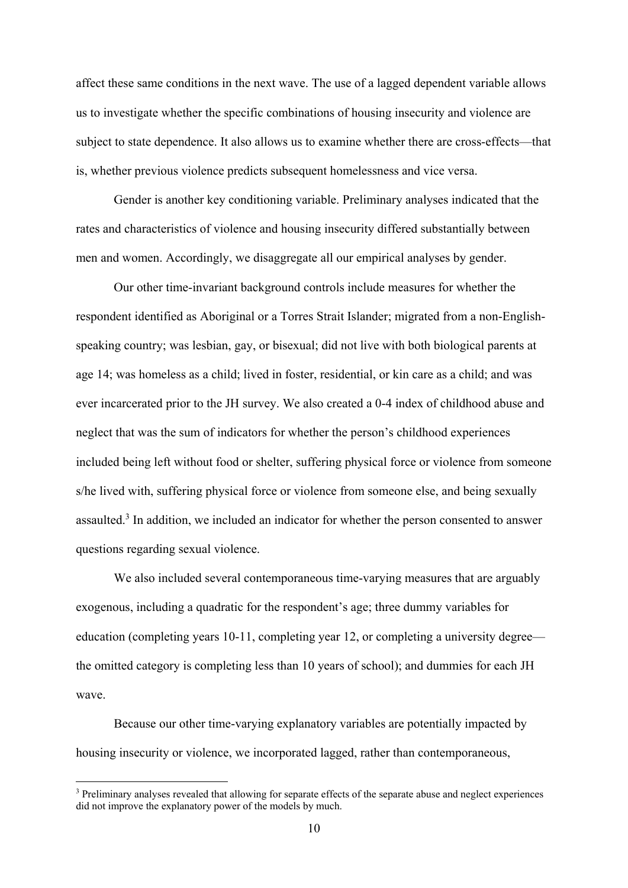affect these same conditions in the next wave. The use of a lagged dependent variable allows us to investigate whether the specific combinations of housing insecurity and violence are subject to state dependence. It also allows us to examine whether there are cross-effects—that is, whether previous violence predicts subsequent homelessness and vice versa.

Gender is another key conditioning variable. Preliminary analyses indicated that the rates and characteristics of violence and housing insecurity differed substantially between men and women. Accordingly, we disaggregate all our empirical analyses by gender.

Our other time-invariant background controls include measures for whether the respondent identified as Aboriginal or a Torres Strait Islander; migrated from a non-English-speaking country; was lesbian, gay, or bisexual; did not live with both biological parents at age 14; was homeless as a child; lived in foster, residential, or kin care as a child; and was ever incarcerated prior to the JH survey. We also created a 0-4 index of childhood abuse and neglect that was the sum of indicators for whether the person's childhood experiences included being left without food or shelter, suffering physical force or violence from someone s/he lived with, suffering physical force or violence from someone else, and being sexually assaulted.[3] In addition, we included an indicator for whether the person consented to answer questions regarding sexual violence.

We also included several contemporaneous time-varying measures that are arguably exogenous, including a quadratic for the respondent's age; three dummy variables for education (completing years 10-11, completing year 12, or completing a university degree—the omitted category is completing less than 10 years of school); and dummies for each JH wave.

Because our other time-varying explanatory variables are potentially impacted by housing insecurity or violence, we incorporated lagged, rather than contemporaneous,

[3] Preliminary analyses revealed that allowing for separate effects of the separate abuse and neglect experiences did not improve the explanatory power of the models by much.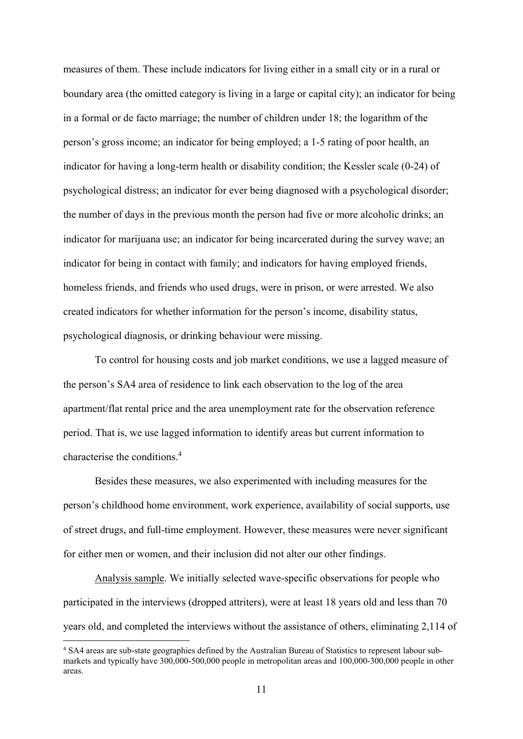measures of them. These include indicators for living either in a small city or in a rural or boundary area (the omitted category is living in a large or capital city); an indicator for being in a formal or de facto marriage; the number of children under 18; the logarithm of the person's gross income; an indicator for being employed; a 1-5 rating of poor health, an indicator for having a long-term health or disability condition; the Kessler scale (0-24) of psychological distress; an indicator for ever being diagnosed with a psychological disorder; the number of days in the previous month the person had five or more alcoholic drinks; an indicator for marijuana use; an indicator for being incarcerated during the survey wave; an indicator for being in contact with family; and indicators for having employed friends, homeless friends, and friends who used drugs, were in prison, or were arrested. We also created indicators for whether information for the person's income, disability status, psychological diagnosis, or drinking behaviour were missing.

To control for housing costs and job market conditions, we use a lagged measure of the person's SA4 area of residence to link each observation to the log of the area apartment/flat rental price and the area unemployment rate for the observation reference period. That is, we use lagged information to identify areas but current information to characterise the conditions.[4]

Besides these measures, we also experimented with including measures for the person's childhood home environment, work experience, availability of social supports, use of street drugs, and full-time employment. However, these measures were never significant for either men or women, and their inclusion did not alter our other findings.

Analysis sample. We initially selected wave-specific observations for people who participated in the interviews (dropped attriters), were at least 18 years old and less than 70 years old, and completed the interviews without the assistance of others, eliminating 2,114 of

[4] SA4 areas are sub-state geographies defined by the Australian Bureau of Statistics to represent labour sub-markets and typically have 300,000-500,000 people in metropolitan areas and 100,000-300,000 people in other areas.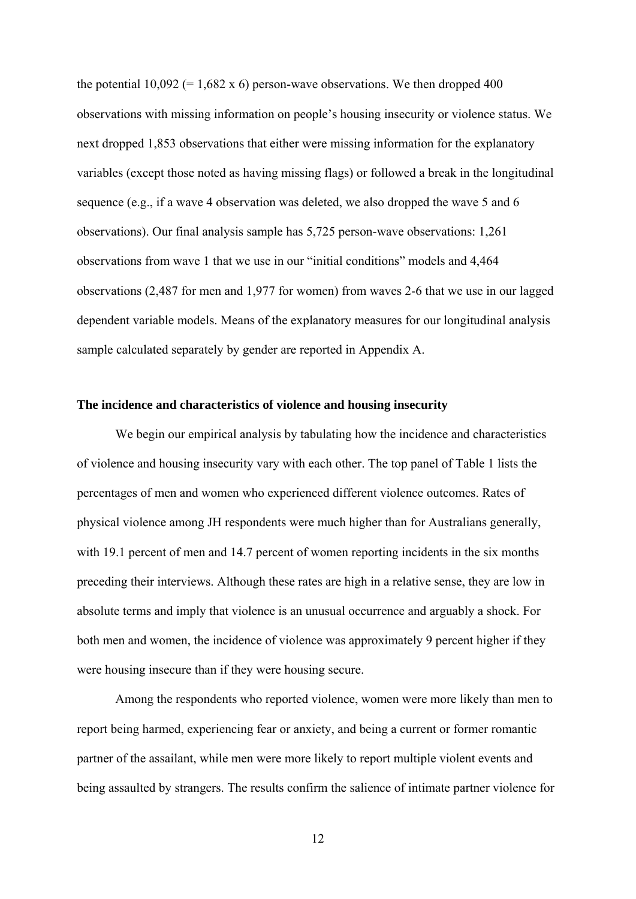the potential 10,092 (= 1,682 x 6) person-wave observations. We then dropped 400 observations with missing information on people's housing insecurity or violence status. We next dropped 1,853 observations that either were missing information for the explanatory variables (except those noted as having missing flags) or followed a break in the longitudinal sequence (e.g., if a wave 4 observation was deleted, we also dropped the wave 5 and 6 observations). Our final analysis sample has 5,725 person-wave observations: 1,261 observations from wave 1 that we use in our "initial conditions" models and 4,464 observations (2,487 for men and 1,977 for women) from waves 2-6 that we use in our lagged dependent variable models. Means of the explanatory measures for our longitudinal analysis sample calculated separately by gender are reported in Appendix A.

**The incidence and characteristics of violence and housing insecurity**

We begin our empirical analysis by tabulating how the incidence and characteristics of violence and housing insecurity vary with each other. The top panel of Table 1 lists the percentages of men and women who experienced different violence outcomes. Rates of physical violence among JH respondents were much higher than for Australians generally, with 19.1 percent of men and 14.7 percent of women reporting incidents in the six months preceding their interviews. Although these rates are high in a relative sense, they are low in absolute terms and imply that violence is an unusual occurrence and arguably a shock. For both men and women, the incidence of violence was approximately 9 percent higher if they were housing insecure than if they were housing secure.

Among the respondents who reported violence, women were more likely than men to report being harmed, experiencing fear or anxiety, and being a current or former romantic partner of the assailant, while men were more likely to report multiple violent events and being assaulted by strangers. The results confirm the salience of intimate partner violence for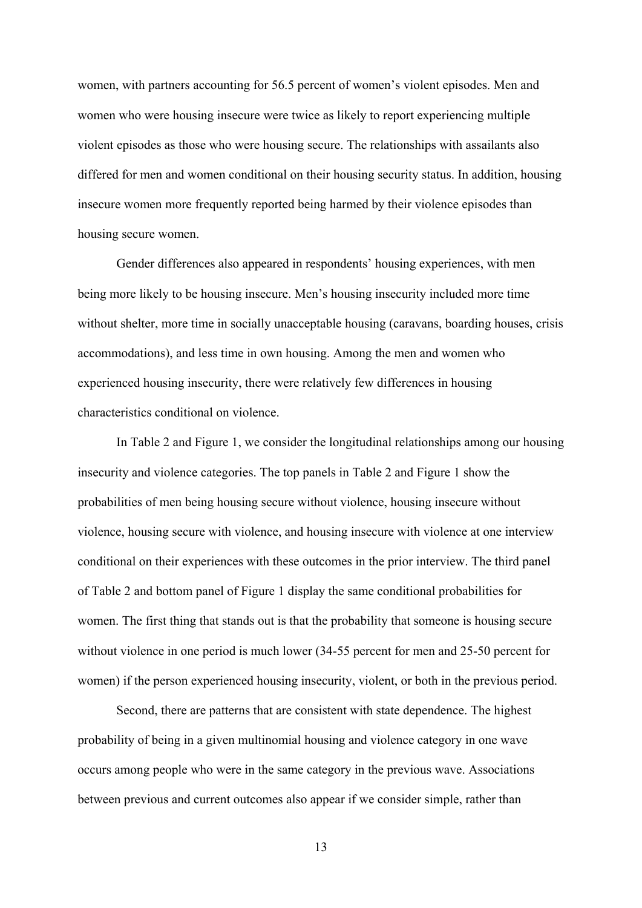women, with partners accounting for 56.5 percent of women's violent episodes. Men and women who were housing insecure were twice as likely to report experiencing multiple violent episodes as those who were housing secure. The relationships with assailants also differed for men and women conditional on their housing security status. In addition, housing insecure women more frequently reported being harmed by their violence episodes than housing secure women.

Gender differences also appeared in respondents' housing experiences, with men being more likely to be housing insecure. Men's housing insecurity included more time without shelter, more time in socially unacceptable housing (caravans, boarding houses, crisis accommodations), and less time in own housing. Among the men and women who experienced housing insecurity, there were relatively few differences in housing characteristics conditional on violence.

In Table 2 and Figure 1, we consider the longitudinal relationships among our housing insecurity and violence categories. The top panels in Table 2 and Figure 1 show the probabilities of men being housing secure without violence, housing insecure without violence, housing secure with violence, and housing insecure with violence at one interview conditional on their experiences with these outcomes in the prior interview. The third panel of Table 2 and bottom panel of Figure 1 display the same conditional probabilities for women. The first thing that stands out is that the probability that someone is housing secure without violence in one period is much lower (34-55 percent for men and 25-50 percent for women) if the person experienced housing insecurity, violent, or both in the previous period.

Second, there are patterns that are consistent with state dependence. The highest probability of being in a given multinomial housing and violence category in one wave occurs among people who were in the same category in the previous wave. Associations between previous and current outcomes also appear if we consider simple, rather than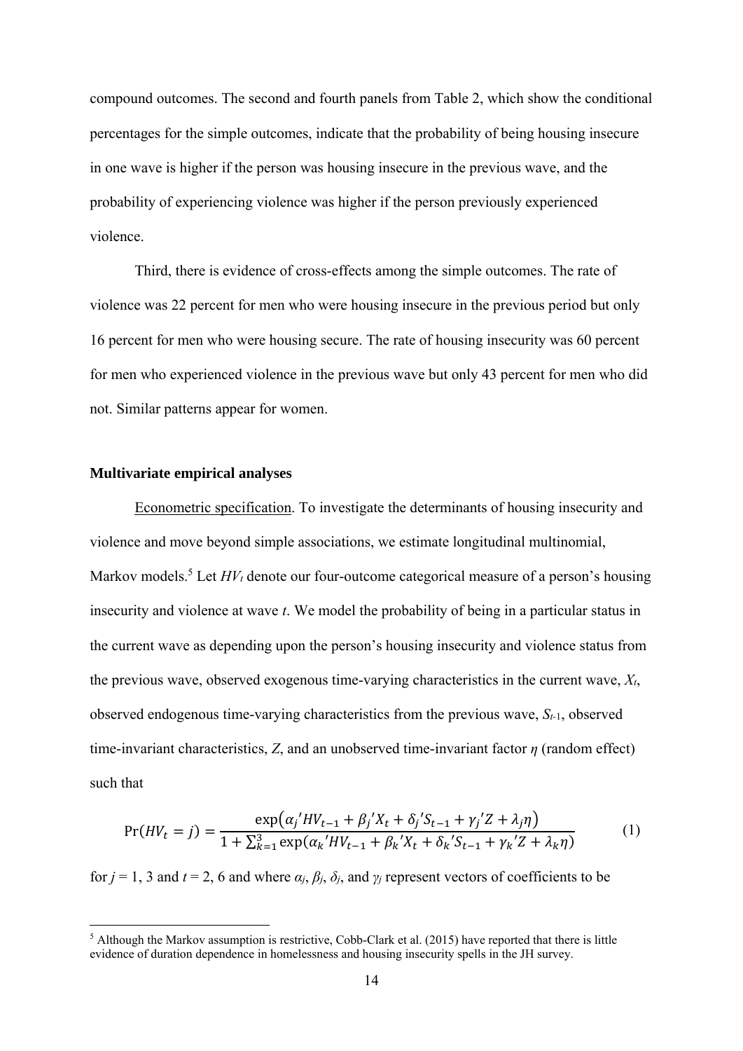compound outcomes. The second and fourth panels from Table 2, which show the conditional percentages for the simple outcomes, indicate that the probability of being housing insecure in one wave is higher if the person was housing insecure in the previous wave, and the probability of experiencing violence was higher if the person previously experienced violence.

Third, there is evidence of cross-effects among the simple outcomes. The rate of violence was 22 percent for men who were housing insecure in the previous period but only 16 percent for men who were housing secure. The rate of housing insecurity was 60 percent for men who experienced violence in the previous wave but only 43 percent for men who did not. Similar patterns appear for women.

#### Multivariate empirical analyses

Econometric specification. To investigate the determinants of housing insecurity and violence and move beyond simple associations, we estimate longitudinal multinomial, Markov models.[5] Let $HV_t$ denote our four-outcome categorical measure of a person's housing insecurity and violence at wave $t$. We model the probability of being in a particular status in the current wave as depending upon the person's housing insecurity and violence status from the previous wave, observed exogenous time-varying characteristics in the current wave, $X_t$, observed endogenous time-varying characteristics from the previous wave, $S_{t-1}$, observed time-invariant characteristics, $Z$, and an unobserved time-invariant factor $\eta$ (random effect) such that

$$\Pr(HV_t = j) = \frac{\exp\left(\alpha_j{}' HV_{t-1} + \beta_j{}' X_t + \delta_j{}' S_{t-1} + \gamma_j{}' Z + \lambda_j \eta\right)}{1 + \sum_{k=1}^{3} \exp(\alpha_k{}' HV_{t-1} + \beta_k{}' X_t + \delta_k{}' S_{t-1} + \gamma_k{}' Z + \lambda_k \eta)} \qquad (1)$$

for $j = 1, 3$ and $t = 2, 6$ and where $\alpha_j$, $\beta_j$, $\delta_j$, and $\gamma_j$ represent vectors of coefficients to be

[5] Although the Markov assumption is restrictive, Cobb-Clark et al. (2015) have reported that there is little evidence of duration dependence in homelessness and housing insecurity spells in the JH survey.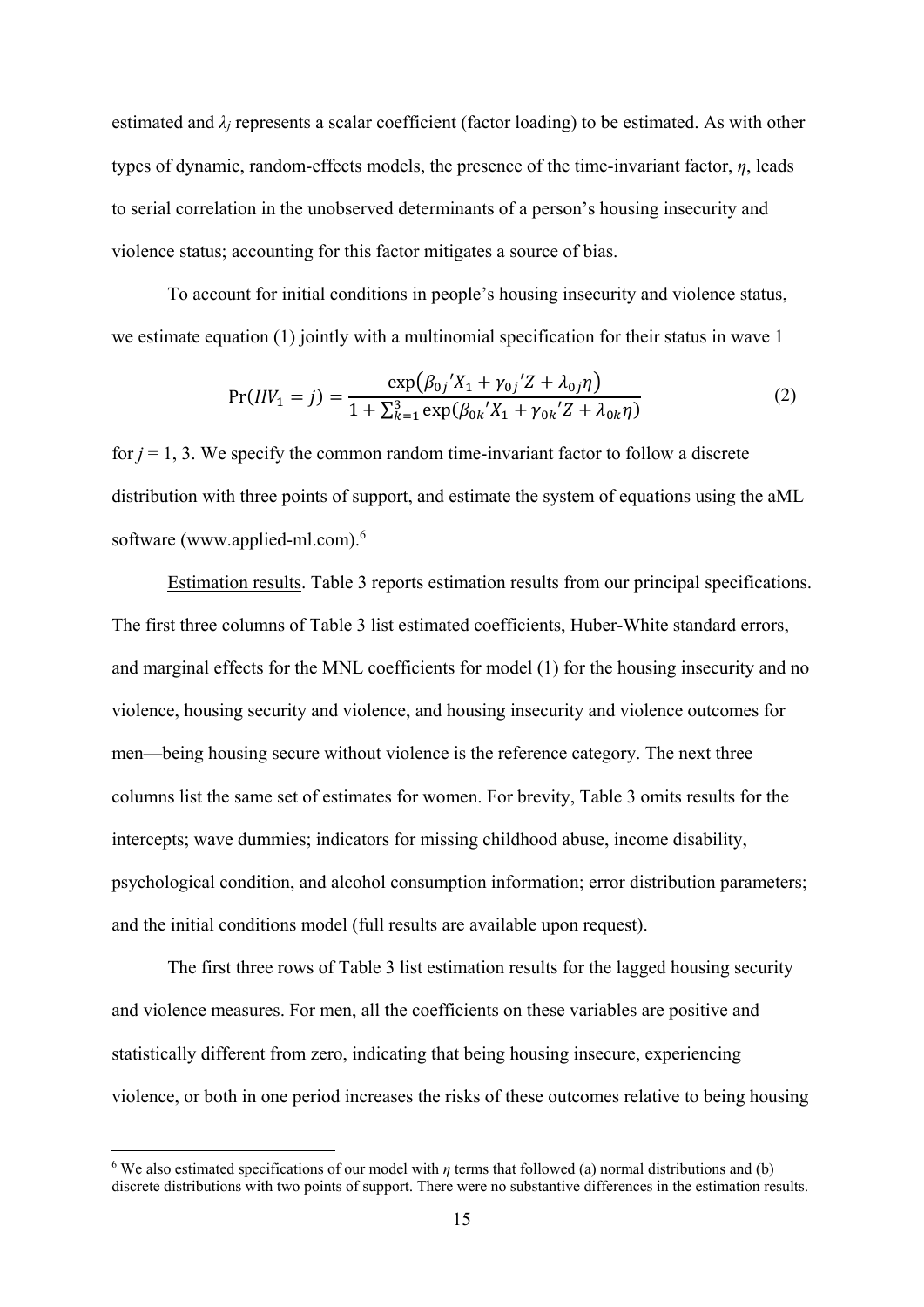estimated and $\lambda_j$ represents a scalar coefficient (factor loading) to be estimated. As with other types of dynamic, random-effects models, the presence of the time-invariant factor, $\eta$, leads to serial correlation in the unobserved determinants of a person's housing insecurity and violence status; accounting for this factor mitigates a source of bias.

To account for initial conditions in people's housing insecurity and violence status, we estimate equation (1) jointly with a multinomial specification for their status in wave 1

$$\Pr(HV_1 = j) = \frac{\exp\left(\beta_{0j}{}'X_1 + \gamma_{0j}{}'Z + \lambda_{0j}\eta\right)}{1 + \sum_{k=1}^{3} \exp(\beta_{0k}{}'X_1 + \gamma_{0k}{}'Z + \lambda_{0k}\eta)} \tag{2}$$

for $j = 1, 3$. We specify the common random time-invariant factor to follow a discrete distribution with three points of support, and estimate the system of equations using the aML software (www.applied-ml.com).[6]

Estimation results. Table 3 reports estimation results from our principal specifications. The first three columns of Table 3 list estimated coefficients, Huber-White standard errors, and marginal effects for the MNL coefficients for model (1) for the housing insecurity and no violence, housing security and violence, and housing insecurity and violence outcomes for men—being housing secure without violence is the reference category. The next three columns list the same set of estimates for women. For brevity, Table 3 omits results for the intercepts; wave dummies; indicators for missing childhood abuse, income disability, psychological condition, and alcohol consumption information; error distribution parameters; and the initial conditions model (full results are available upon request).

The first three rows of Table 3 list estimation results for the lagged housing security and violence measures. For men, all the coefficients on these variables are positive and statistically different from zero, indicating that being housing insecure, experiencing violence, or both in one period increases the risks of these outcomes relative to being housing

[6] We also estimated specifications of our model with $\eta$ terms that followed (a) normal distributions and (b) discrete distributions with two points of support. There were no substantive differences in the estimation results.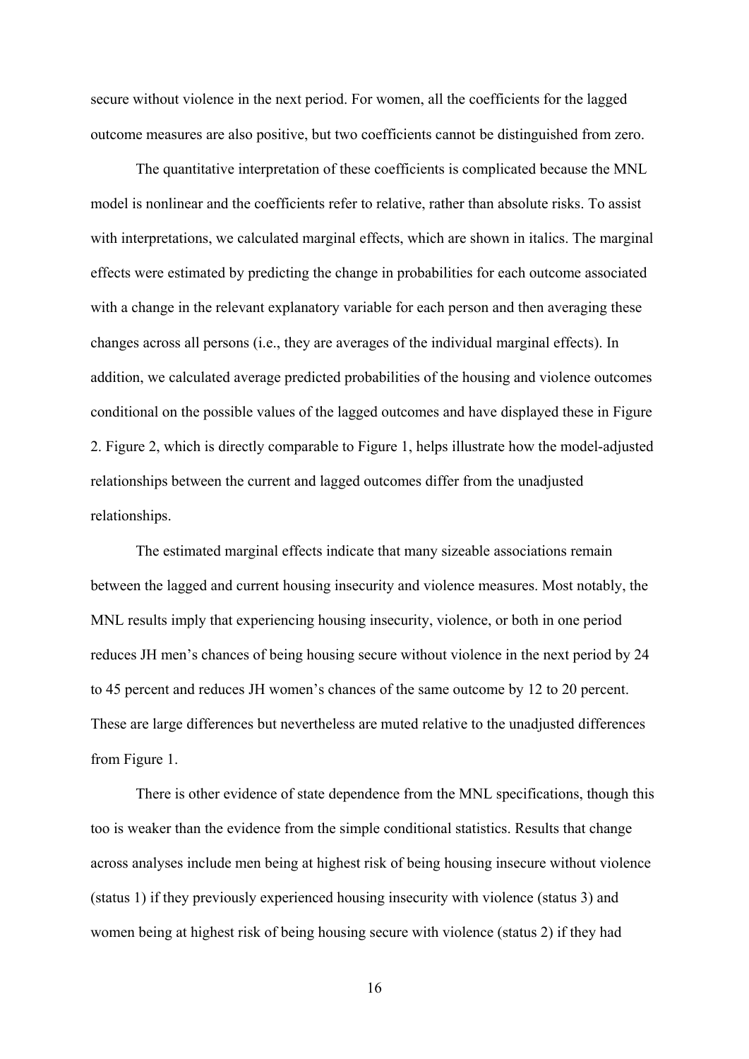secure without violence in the next period. For women, all the coefficients for the lagged outcome measures are also positive, but two coefficients cannot be distinguished from zero.

The quantitative interpretation of these coefficients is complicated because the MNL model is nonlinear and the coefficients refer to relative, rather than absolute risks. To assist with interpretations, we calculated marginal effects, which are shown in italics. The marginal effects were estimated by predicting the change in probabilities for each outcome associated with a change in the relevant explanatory variable for each person and then averaging these changes across all persons (i.e., they are averages of the individual marginal effects). In addition, we calculated average predicted probabilities of the housing and violence outcomes conditional on the possible values of the lagged outcomes and have displayed these in Figure 2. Figure 2, which is directly comparable to Figure 1, helps illustrate how the model-adjusted relationships between the current and lagged outcomes differ from the unadjusted relationships.

The estimated marginal effects indicate that many sizeable associations remain between the lagged and current housing insecurity and violence measures. Most notably, the MNL results imply that experiencing housing insecurity, violence, or both in one period reduces JH men's chances of being housing secure without violence in the next period by 24 to 45 percent and reduces JH women's chances of the same outcome by 12 to 20 percent. These are large differences but nevertheless are muted relative to the unadjusted differences from Figure 1.

There is other evidence of state dependence from the MNL specifications, though this too is weaker than the evidence from the simple conditional statistics. Results that change across analyses include men being at highest risk of being housing insecure without violence (status 1) if they previously experienced housing insecurity with violence (status 3) and women being at highest risk of being housing secure with violence (status 2) if they had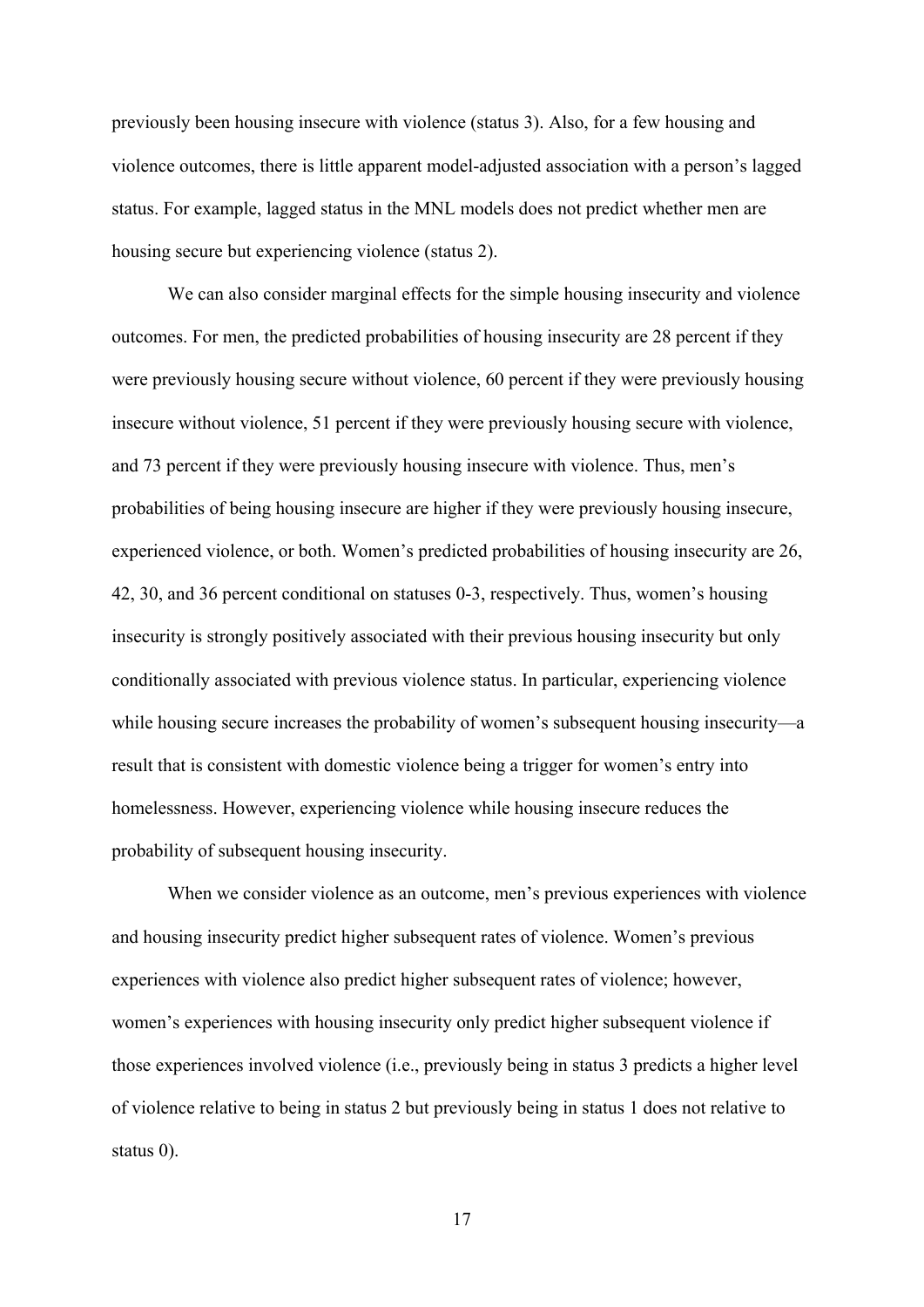previously been housing insecure with violence (status 3). Also, for a few housing and violence outcomes, there is little apparent model-adjusted association with a person's lagged status. For example, lagged status in the MNL models does not predict whether men are housing secure but experiencing violence (status 2).

We can also consider marginal effects for the simple housing insecurity and violence outcomes. For men, the predicted probabilities of housing insecurity are 28 percent if they were previously housing secure without violence, 60 percent if they were previously housing insecure without violence, 51 percent if they were previously housing secure with violence, and 73 percent if they were previously housing insecure with violence. Thus, men's probabilities of being housing insecure are higher if they were previously housing insecure, experienced violence, or both. Women's predicted probabilities of housing insecurity are 26, 42, 30, and 36 percent conditional on statuses 0-3, respectively. Thus, women's housing insecurity is strongly positively associated with their previous housing insecurity but only conditionally associated with previous violence status. In particular, experiencing violence while housing secure increases the probability of women's subsequent housing insecurity—a result that is consistent with domestic violence being a trigger for women's entry into homelessness. However, experiencing violence while housing insecure reduces the probability of subsequent housing insecurity.

When we consider violence as an outcome, men's previous experiences with violence and housing insecurity predict higher subsequent rates of violence. Women's previous experiences with violence also predict higher subsequent rates of violence; however, women's experiences with housing insecurity only predict higher subsequent violence if those experiences involved violence (i.e., previously being in status 3 predicts a higher level of violence relative to being in status 2 but previously being in status 1 does not relative to status 0).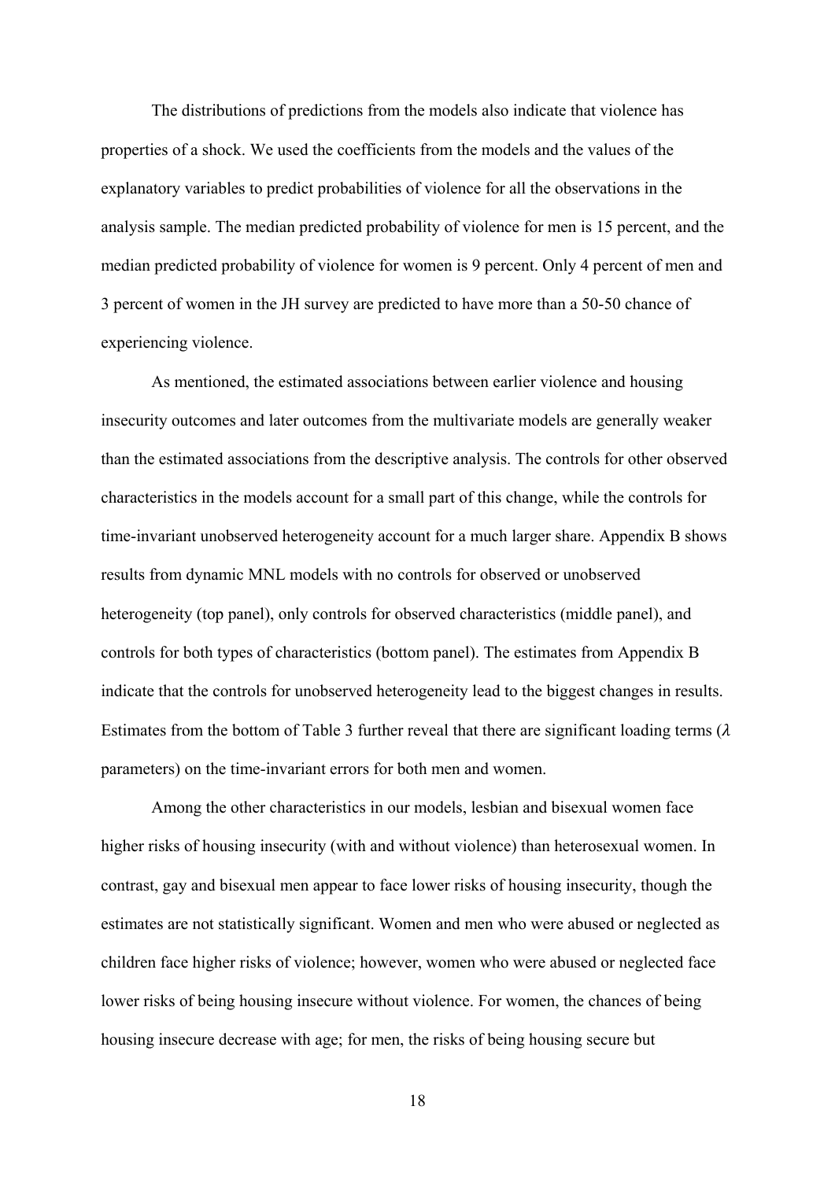The distributions of predictions from the models also indicate that violence has properties of a shock. We used the coefficients from the models and the values of the explanatory variables to predict probabilities of violence for all the observations in the analysis sample. The median predicted probability of violence for men is 15 percent, and the median predicted probability of violence for women is 9 percent. Only 4 percent of men and 3 percent of women in the JH survey are predicted to have more than a 50-50 chance of experiencing violence.

As mentioned, the estimated associations between earlier violence and housing insecurity outcomes and later outcomes from the multivariate models are generally weaker than the estimated associations from the descriptive analysis. The controls for other observed characteristics in the models account for a small part of this change, while the controls for time-invariant unobserved heterogeneity account for a much larger share. Appendix B shows results from dynamic MNL models with no controls for observed or unobserved heterogeneity (top panel), only controls for observed characteristics (middle panel), and controls for both types of characteristics (bottom panel). The estimates from Appendix B indicate that the controls for unobserved heterogeneity lead to the biggest changes in results. Estimates from the bottom of Table 3 further reveal that there are significant loading terms ($\lambda$ parameters) on the time-invariant errors for both men and women.

Among the other characteristics in our models, lesbian and bisexual women face higher risks of housing insecurity (with and without violence) than heterosexual women. In contrast, gay and bisexual men appear to face lower risks of housing insecurity, though the estimates are not statistically significant. Women and men who were abused or neglected as children face higher risks of violence; however, women who were abused or neglected face lower risks of being housing insecure without violence. For women, the chances of being housing insecure decrease with age; for men, the risks of being housing secure but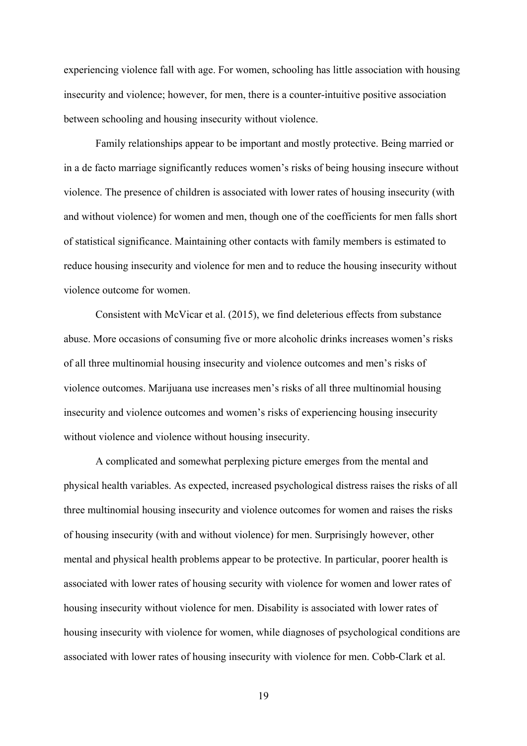experiencing violence fall with age. For women, schooling has little association with housing insecurity and violence; however, for men, there is a counter-intuitive positive association between schooling and housing insecurity without violence.

Family relationships appear to be important and mostly protective. Being married or in a de facto marriage significantly reduces women's risks of being housing insecure without violence. The presence of children is associated with lower rates of housing insecurity (with and without violence) for women and men, though one of the coefficients for men falls short of statistical significance. Maintaining other contacts with family members is estimated to reduce housing insecurity and violence for men and to reduce the housing insecurity without violence outcome for women.

Consistent with McVicar et al. (2015), we find deleterious effects from substance abuse. More occasions of consuming five or more alcoholic drinks increases women's risks of all three multinomial housing insecurity and violence outcomes and men's risks of violence outcomes. Marijuana use increases men's risks of all three multinomial housing insecurity and violence outcomes and women's risks of experiencing housing insecurity without violence and violence without housing insecurity.

A complicated and somewhat perplexing picture emerges from the mental and physical health variables. As expected, increased psychological distress raises the risks of all three multinomial housing insecurity and violence outcomes for women and raises the risks of housing insecurity (with and without violence) for men. Surprisingly however, other mental and physical health problems appear to be protective. In particular, poorer health is associated with lower rates of housing security with violence for women and lower rates of housing insecurity without violence for men. Disability is associated with lower rates of housing insecurity with violence for women, while diagnoses of psychological conditions are associated with lower rates of housing insecurity with violence for men. Cobb-Clark et al.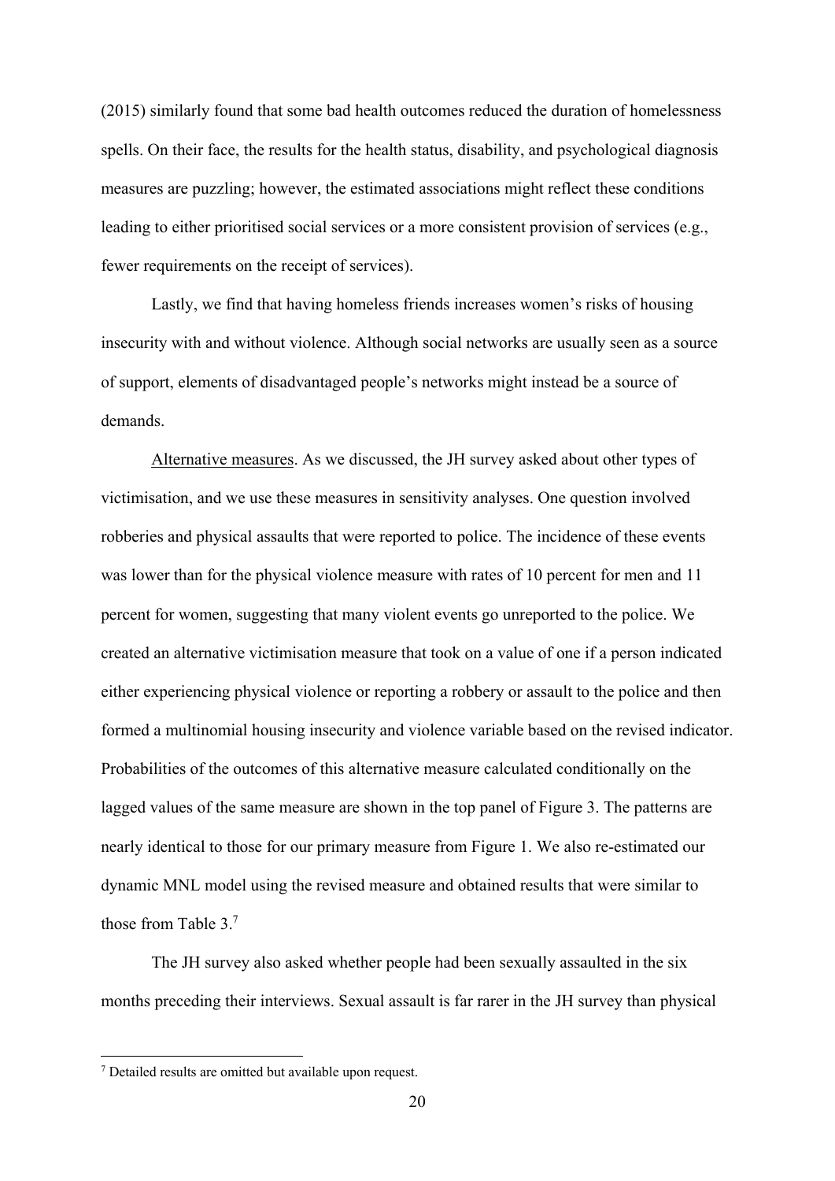(2015) similarly found that some bad health outcomes reduced the duration of homelessness spells. On their face, the results for the health status, disability, and psychological diagnosis measures are puzzling; however, the estimated associations might reflect these conditions leading to either prioritised social services or a more consistent provision of services (e.g., fewer requirements on the receipt of services).

Lastly, we find that having homeless friends increases women's risks of housing insecurity with and without violence. Although social networks are usually seen as a source of support, elements of disadvantaged people's networks might instead be a source of demands.

Alternative measures. As we discussed, the JH survey asked about other types of victimisation, and we use these measures in sensitivity analyses. One question involved robberies and physical assaults that were reported to police. The incidence of these events was lower than for the physical violence measure with rates of 10 percent for men and 11 percent for women, suggesting that many violent events go unreported to the police. We created an alternative victimisation measure that took on a value of one if a person indicated either experiencing physical violence or reporting a robbery or assault to the police and then formed a multinomial housing insecurity and violence variable based on the revised indicator. Probabilities of the outcomes of this alternative measure calculated conditionally on the lagged values of the same measure are shown in the top panel of Figure 3. The patterns are nearly identical to those for our primary measure from Figure 1. We also re-estimated our dynamic MNL model using the revised measure and obtained results that were similar to those from Table 3.[7]

The JH survey also asked whether people had been sexually assaulted in the six months preceding their interviews. Sexual assault is far rarer in the JH survey than physical

[7] Detailed results are omitted but available upon request.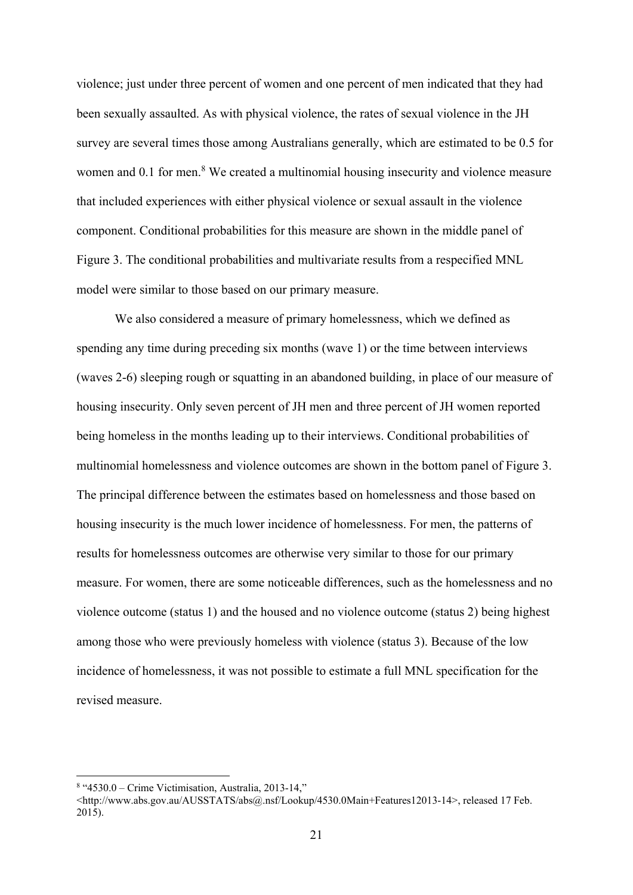violence; just under three percent of women and one percent of men indicated that they had been sexually assaulted. As with physical violence, the rates of sexual violence in the JH survey are several times those among Australians generally, which are estimated to be 0.5 for women and 0.1 for men.[8] We created a multinomial housing insecurity and violence measure that included experiences with either physical violence or sexual assault in the violence component. Conditional probabilities for this measure are shown in the middle panel of Figure 3. The conditional probabilities and multivariate results from a respecified MNL model were similar to those based on our primary measure.

We also considered a measure of primary homelessness, which we defined as spending any time during preceding six months (wave 1) or the time between interviews (waves 2-6) sleeping rough or squatting in an abandoned building, in place of our measure of housing insecurity. Only seven percent of JH men and three percent of JH women reported being homeless in the months leading up to their interviews. Conditional probabilities of multinomial homelessness and violence outcomes are shown in the bottom panel of Figure 3. The principal difference between the estimates based on homelessness and those based on housing insecurity is the much lower incidence of homelessness. For men, the patterns of results for homelessness outcomes are otherwise very similar to those for our primary measure. For women, there are some noticeable differences, such as the homelessness and no violence outcome (status 1) and the housed and no violence outcome (status 2) being highest among those who were previously homeless with violence (status 3). Because of the low incidence of homelessness, it was not possible to estimate a full MNL specification for the revised measure.

---

[8] "4530.0 – Crime Victimisation, Australia, 2013-14," <http://www.abs.gov.au/AUSSTATS/abs@.nsf/Lookup/4530.0Main+Features12013-14>, released 17 Feb. 2015).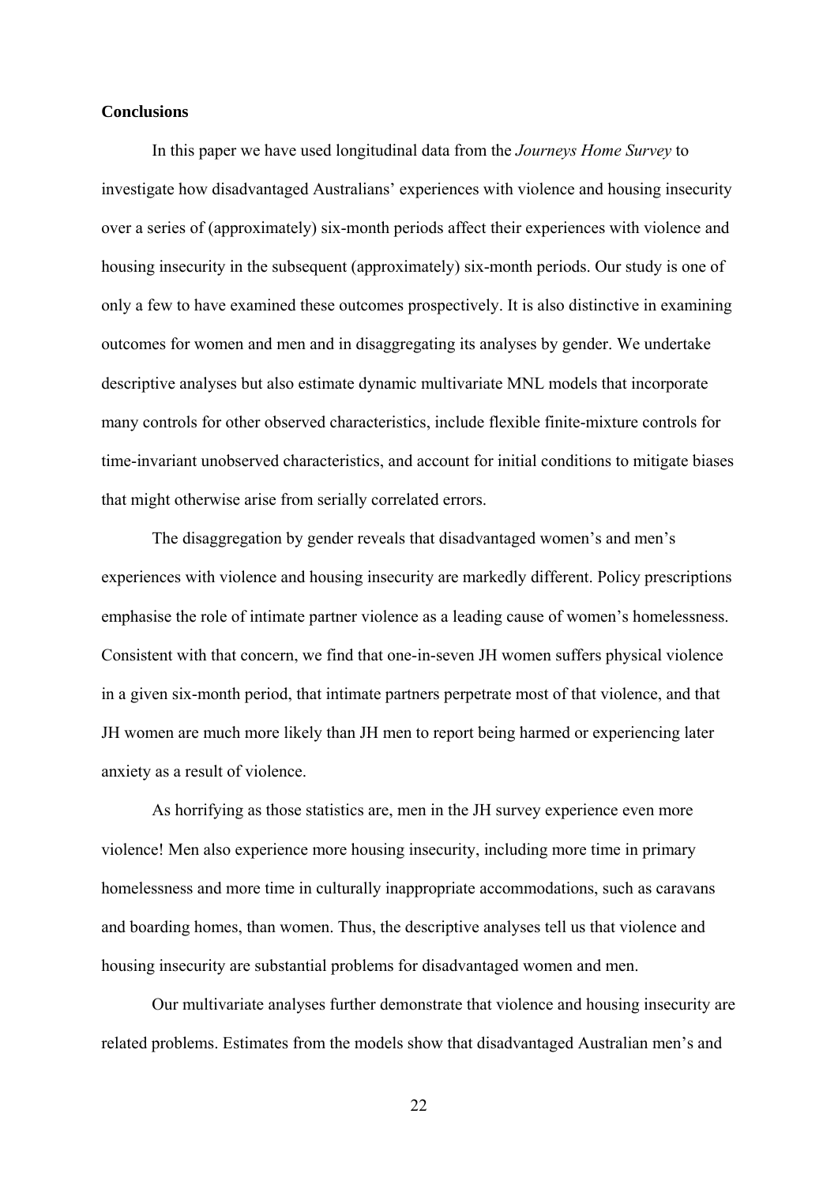**Conclusions**

In this paper we have used longitudinal data from the *Journeys Home Survey* to investigate how disadvantaged Australians' experiences with violence and housing insecurity over a series of (approximately) six-month periods affect their experiences with violence and housing insecurity in the subsequent (approximately) six-month periods. Our study is one of only a few to have examined these outcomes prospectively. It is also distinctive in examining outcomes for women and men and in disaggregating its analyses by gender. We undertake descriptive analyses but also estimate dynamic multivariate MNL models that incorporate many controls for other observed characteristics, include flexible finite-mixture controls for time-invariant unobserved characteristics, and account for initial conditions to mitigate biases that might otherwise arise from serially correlated errors.

The disaggregation by gender reveals that disadvantaged women's and men's experiences with violence and housing insecurity are markedly different. Policy prescriptions emphasise the role of intimate partner violence as a leading cause of women's homelessness. Consistent with that concern, we find that one-in-seven JH women suffers physical violence in a given six-month period, that intimate partners perpetrate most of that violence, and that JH women are much more likely than JH men to report being harmed or experiencing later anxiety as a result of violence.

As horrifying as those statistics are, men in the JH survey experience even more violence! Men also experience more housing insecurity, including more time in primary homelessness and more time in culturally inappropriate accommodations, such as caravans and boarding homes, than women. Thus, the descriptive analyses tell us that violence and housing insecurity are substantial problems for disadvantaged women and men.

Our multivariate analyses further demonstrate that violence and housing insecurity are related problems. Estimates from the models show that disadvantaged Australian men's and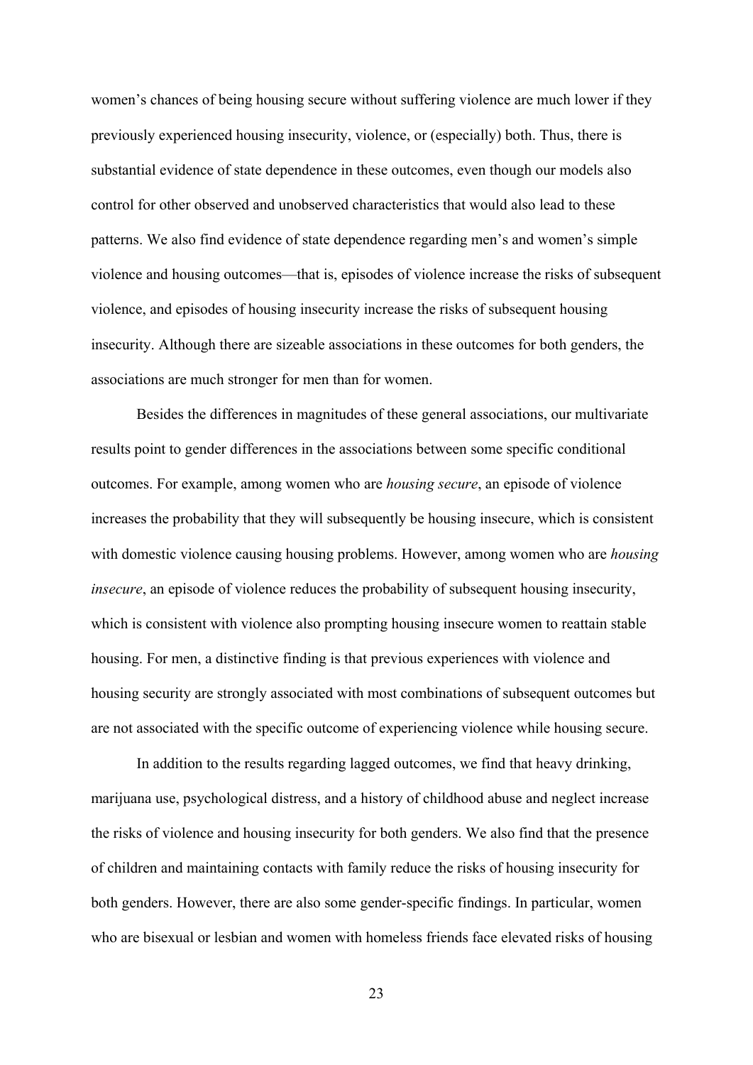women's chances of being housing secure without suffering violence are much lower if they previously experienced housing insecurity, violence, or (especially) both. Thus, there is substantial evidence of state dependence in these outcomes, even though our models also control for other observed and unobserved characteristics that would also lead to these patterns. We also find evidence of state dependence regarding men's and women's simple violence and housing outcomes—that is, episodes of violence increase the risks of subsequent violence, and episodes of housing insecurity increase the risks of subsequent housing insecurity. Although there are sizeable associations in these outcomes for both genders, the associations are much stronger for men than for women.

Besides the differences in magnitudes of these general associations, our multivariate results point to gender differences in the associations between some specific conditional outcomes. For example, among women who are *housing secure*, an episode of violence increases the probability that they will subsequently be housing insecure, which is consistent with domestic violence causing housing problems. However, among women who are *housing insecure*, an episode of violence reduces the probability of subsequent housing insecurity, which is consistent with violence also prompting housing insecure women to reattain stable housing. For men, a distinctive finding is that previous experiences with violence and housing security are strongly associated with most combinations of subsequent outcomes but are not associated with the specific outcome of experiencing violence while housing secure.

In addition to the results regarding lagged outcomes, we find that heavy drinking, marijuana use, psychological distress, and a history of childhood abuse and neglect increase the risks of violence and housing insecurity for both genders. We also find that the presence of children and maintaining contacts with family reduce the risks of housing insecurity for both genders. However, there are also some gender-specific findings. In particular, women who are bisexual or lesbian and women with homeless friends face elevated risks of housing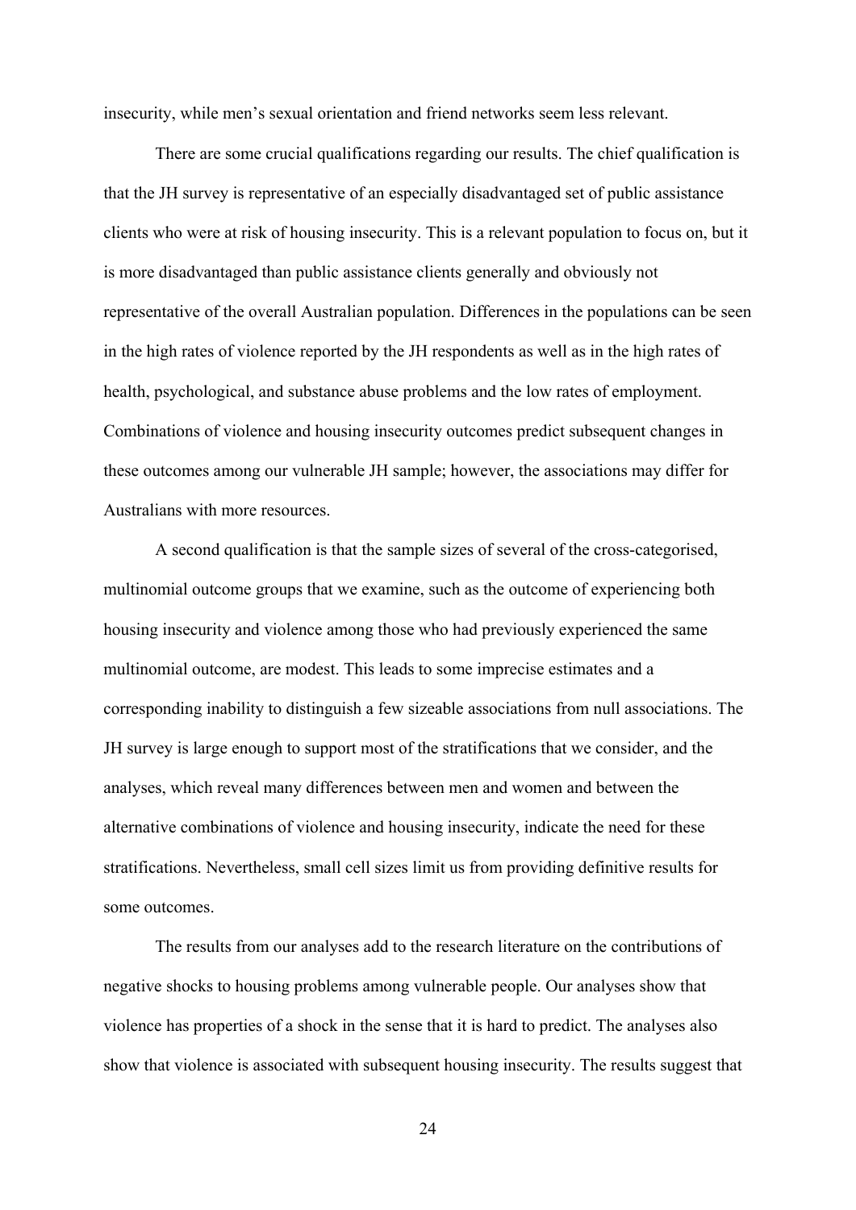insecurity, while men's sexual orientation and friend networks seem less relevant.

There are some crucial qualifications regarding our results. The chief qualification is that the JH survey is representative of an especially disadvantaged set of public assistance clients who were at risk of housing insecurity. This is a relevant population to focus on, but it is more disadvantaged than public assistance clients generally and obviously not representative of the overall Australian population. Differences in the populations can be seen in the high rates of violence reported by the JH respondents as well as in the high rates of health, psychological, and substance abuse problems and the low rates of employment. Combinations of violence and housing insecurity outcomes predict subsequent changes in these outcomes among our vulnerable JH sample; however, the associations may differ for Australians with more resources.

A second qualification is that the sample sizes of several of the cross-categorised, multinomial outcome groups that we examine, such as the outcome of experiencing both housing insecurity and violence among those who had previously experienced the same multinomial outcome, are modest. This leads to some imprecise estimates and a corresponding inability to distinguish a few sizeable associations from null associations. The JH survey is large enough to support most of the stratifications that we consider, and the analyses, which reveal many differences between men and women and between the alternative combinations of violence and housing insecurity, indicate the need for these stratifications. Nevertheless, small cell sizes limit us from providing definitive results for some outcomes.

The results from our analyses add to the research literature on the contributions of negative shocks to housing problems among vulnerable people. Our analyses show that violence has properties of a shock in the sense that it is hard to predict. The analyses also show that violence is associated with subsequent housing insecurity. The results suggest that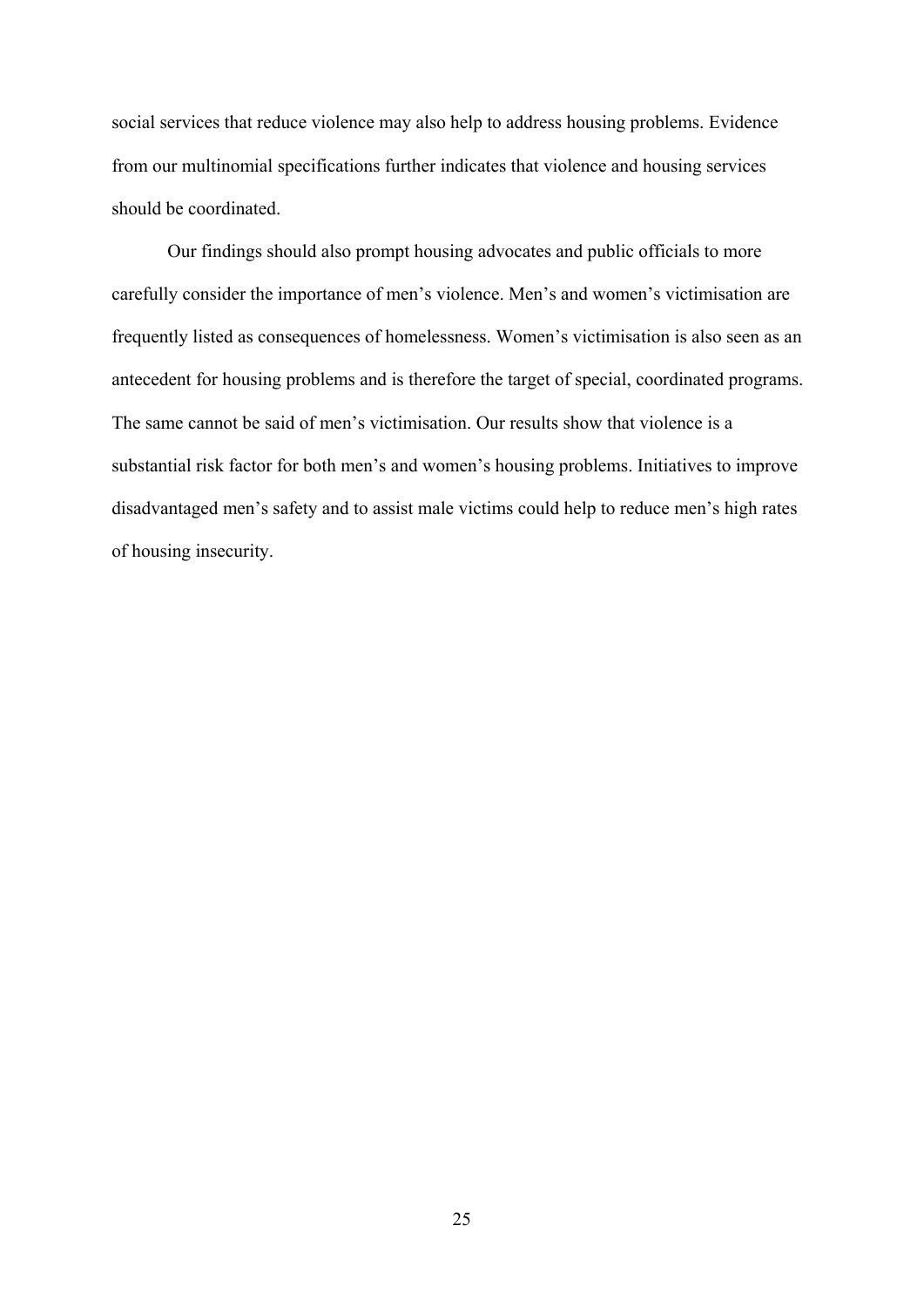social services that reduce violence may also help to address housing problems. Evidence from our multinomial specifications further indicates that violence and housing services should be coordinated.

Our findings should also prompt housing advocates and public officials to more carefully consider the importance of men's violence. Men's and women's victimisation are frequently listed as consequences of homelessness. Women's victimisation is also seen as an antecedent for housing problems and is therefore the target of special, coordinated programs. The same cannot be said of men's victimisation. Our results show that violence is a substantial risk factor for both men's and women's housing problems. Initiatives to improve disadvantaged men's safety and to assist male victims could help to reduce men's high rates of housing insecurity.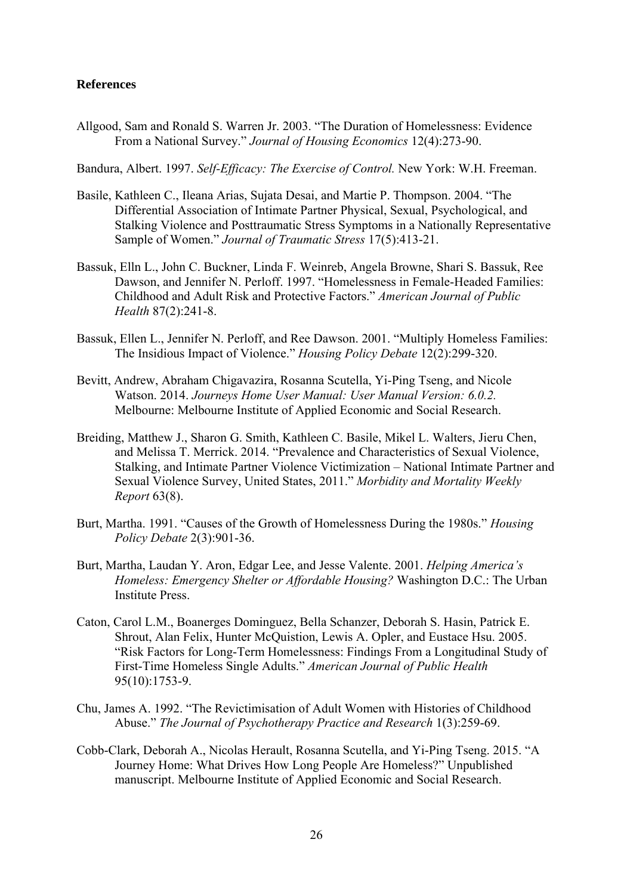**References**

Allgood, Sam and Ronald S. Warren Jr. 2003. "The Duration of Homelessness: Evidence From a National Survey." *Journal of Housing Economics* 12(4):273-90.

Bandura, Albert. 1997. *Self-Efficacy: The Exercise of Control.* New York: W.H. Freeman.

Basile, Kathleen C., Ileana Arias, Sujata Desai, and Martie P. Thompson. 2004. "The Differential Association of Intimate Partner Physical, Sexual, Psychological, and Stalking Violence and Posttraumatic Stress Symptoms in a Nationally Representative Sample of Women." *Journal of Traumatic Stress* 17(5):413-21.

Bassuk, Elln L., John C. Buckner, Linda F. Weinreb, Angela Browne, Shari S. Bassuk, Ree Dawson, and Jennifer N. Perloff. 1997. "Homelessness in Female-Headed Families: Childhood and Adult Risk and Protective Factors." *American Journal of Public Health* 87(2):241-8.

Bassuk, Ellen L., Jennifer N. Perloff, and Ree Dawson. 2001. "Multiply Homeless Families: The Insidious Impact of Violence." *Housing Policy Debate* 12(2):299-320.

Bevitt, Andrew, Abraham Chigavazira, Rosanna Scutella, Yi-Ping Tseng, and Nicole Watson. 2014. *Journeys Home User Manual: User Manual Version: 6.0.2.* Melbourne: Melbourne Institute of Applied Economic and Social Research.

Breiding, Matthew J., Sharon G. Smith, Kathleen C. Basile, Mikel L. Walters, Jieru Chen, and Melissa T. Merrick. 2014. "Prevalence and Characteristics of Sexual Violence, Stalking, and Intimate Partner Violence Victimization – National Intimate Partner and Sexual Violence Survey, United States, 2011." *Morbidity and Mortality Weekly Report* 63(8).

Burt, Martha. 1991. "Causes of the Growth of Homelessness During the 1980s." *Housing Policy Debate* 2(3):901-36.

Burt, Martha, Laudan Y. Aron, Edgar Lee, and Jesse Valente. 2001. *Helping America's Homeless: Emergency Shelter or Affordable Housing?* Washington D.C.: The Urban Institute Press.

Caton, Carol L.M., Boanerges Dominguez, Bella Schanzer, Deborah S. Hasin, Patrick E. Shrout, Alan Felix, Hunter McQuistion, Lewis A. Opler, and Eustace Hsu. 2005. "Risk Factors for Long-Term Homelessness: Findings From a Longitudinal Study of First-Time Homeless Single Adults." *American Journal of Public Health* 95(10):1753-9.

Chu, James A. 1992. "The Revictimisation of Adult Women with Histories of Childhood Abuse." *The Journal of Psychotherapy Practice and Research* 1(3):259-69.

Cobb-Clark, Deborah A., Nicolas Herault, Rosanna Scutella, and Yi-Ping Tseng. 2015. "A Journey Home: What Drives How Long People Are Homeless?" Unpublished manuscript. Melbourne Institute of Applied Economic and Social Research.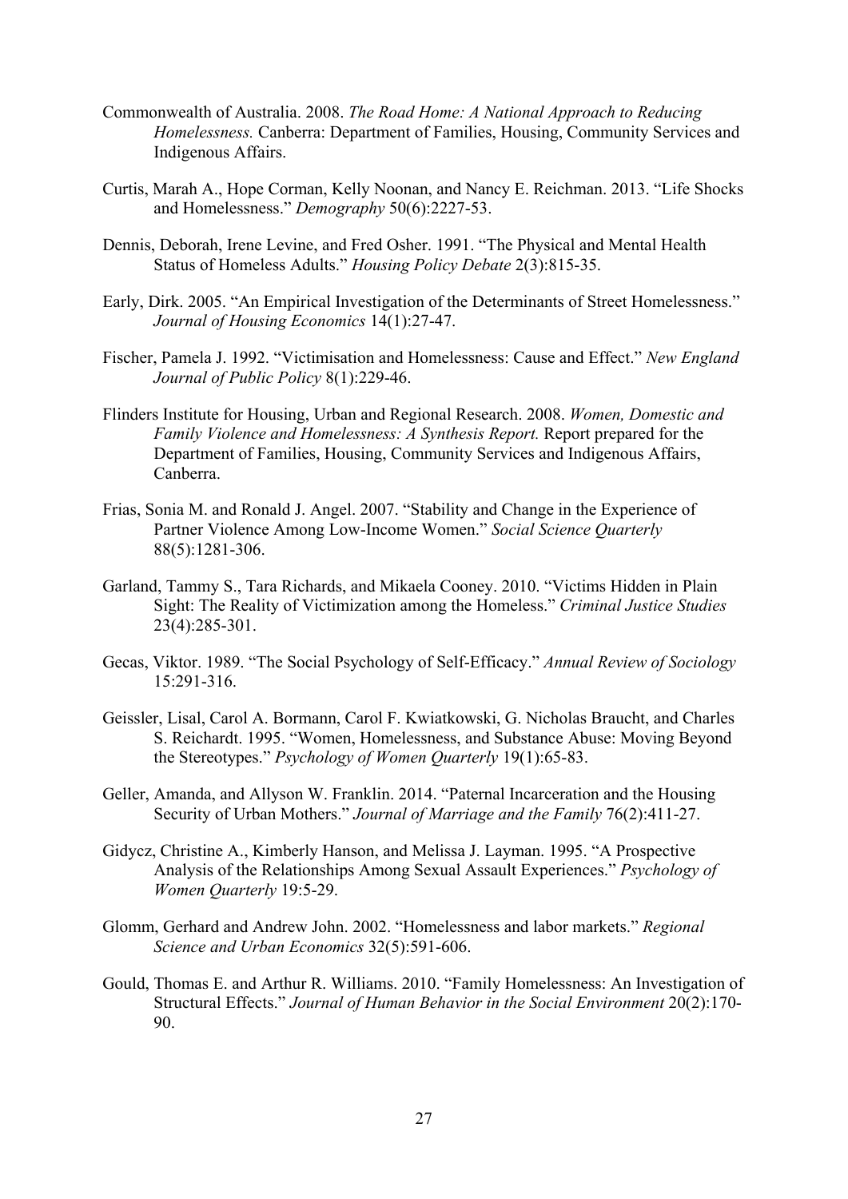Commonwealth of Australia. 2008. *The Road Home: A National Approach to Reducing Homelessness.* Canberra: Department of Families, Housing, Community Services and Indigenous Affairs.

Curtis, Marah A., Hope Corman, Kelly Noonan, and Nancy E. Reichman. 2013. "Life Shocks and Homelessness." *Demography* 50(6):2227-53.

Dennis, Deborah, Irene Levine, and Fred Osher. 1991. "The Physical and Mental Health Status of Homeless Adults." *Housing Policy Debate* 2(3):815-35.

Early, Dirk. 2005. "An Empirical Investigation of the Determinants of Street Homelessness." *Journal of Housing Economics* 14(1):27-47.

Fischer, Pamela J. 1992. "Victimisation and Homelessness: Cause and Effect." *New England Journal of Public Policy* 8(1):229-46.

Flinders Institute for Housing, Urban and Regional Research. 2008. *Women, Domestic and Family Violence and Homelessness: A Synthesis Report.* Report prepared for the Department of Families, Housing, Community Services and Indigenous Affairs, Canberra.

Frias, Sonia M. and Ronald J. Angel. 2007. "Stability and Change in the Experience of Partner Violence Among Low-Income Women." *Social Science Quarterly* 88(5):1281-306.

Garland, Tammy S., Tara Richards, and Mikaela Cooney. 2010. "Victims Hidden in Plain Sight: The Reality of Victimization among the Homeless." *Criminal Justice Studies* 23(4):285-301.

Gecas, Viktor. 1989. "The Social Psychology of Self-Efficacy." *Annual Review of Sociology* 15:291-316.

Geissler, Lisal, Carol A. Bormann, Carol F. Kwiatkowski, G. Nicholas Braucht, and Charles S. Reichardt. 1995. "Women, Homelessness, and Substance Abuse: Moving Beyond the Stereotypes." *Psychology of Women Quarterly* 19(1):65-83.

Geller, Amanda, and Allyson W. Franklin. 2014. "Paternal Incarceration and the Housing Security of Urban Mothers." *Journal of Marriage and the Family* 76(2):411-27.

Gidycz, Christine A., Kimberly Hanson, and Melissa J. Layman. 1995. "A Prospective Analysis of the Relationships Among Sexual Assault Experiences." *Psychology of Women Quarterly* 19:5-29.

Glomm, Gerhard and Andrew John. 2002. "Homelessness and labor markets." *Regional Science and Urban Economics* 32(5):591-606.

Gould, Thomas E. and Arthur R. Williams. 2010. "Family Homelessness: An Investigation of Structural Effects." *Journal of Human Behavior in the Social Environment* 20(2):170-90.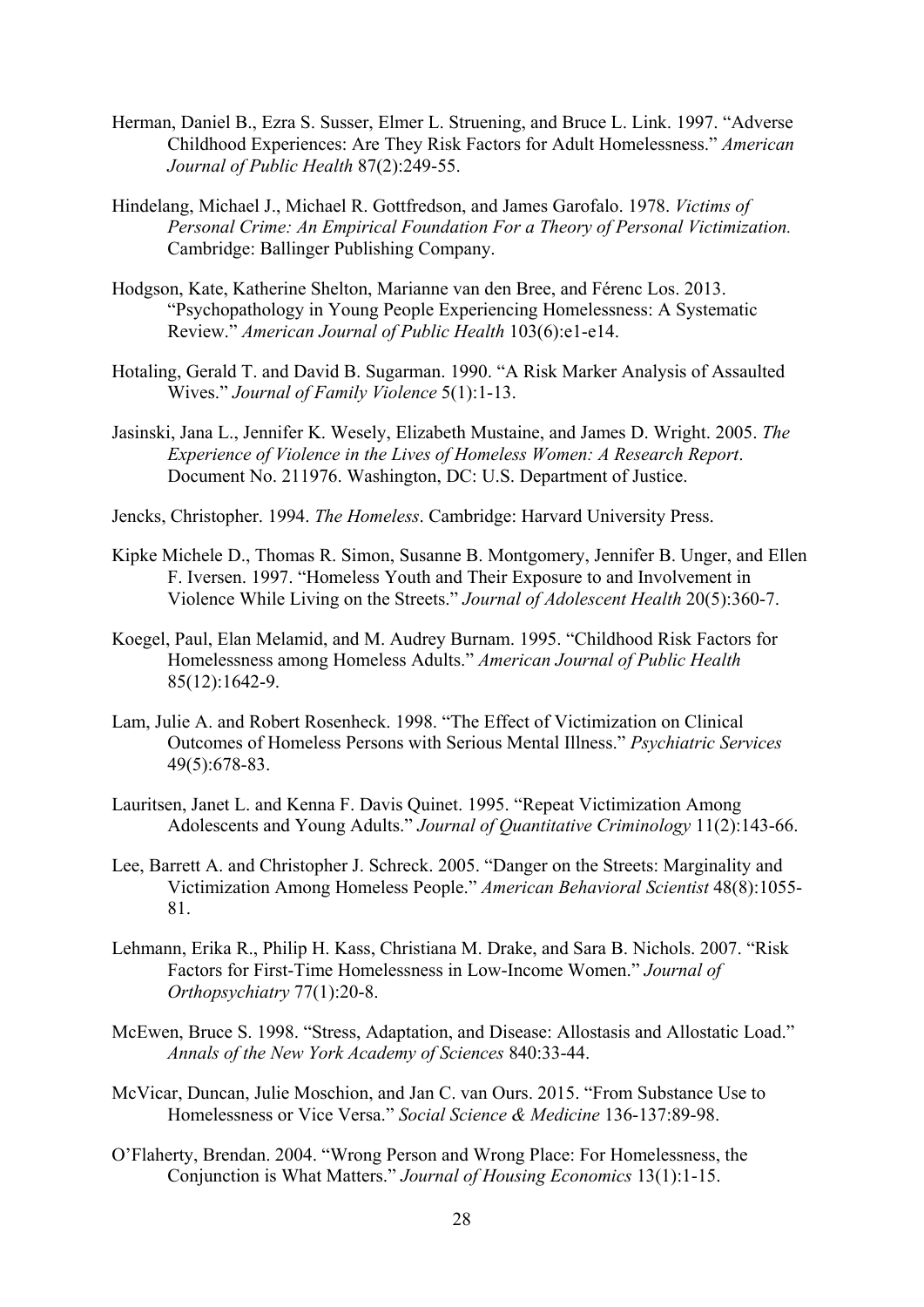Herman, Daniel B., Ezra S. Susser, Elmer L. Struening, and Bruce L. Link. 1997. "Adverse Childhood Experiences: Are They Risk Factors for Adult Homelessness." *American Journal of Public Health* 87(2):249-55.

Hindelang, Michael J., Michael R. Gottfredson, and James Garofalo. 1978. *Victims of Personal Crime: An Empirical Foundation For a Theory of Personal Victimization.* Cambridge: Ballinger Publishing Company.

Hodgson, Kate, Katherine Shelton, Marianne van den Bree, and Férenc Los. 2013. "Psychopathology in Young People Experiencing Homelessness: A Systematic Review." *American Journal of Public Health* 103(6):e1-e14.

Hotaling, Gerald T. and David B. Sugarman. 1990. "A Risk Marker Analysis of Assaulted Wives." *Journal of Family Violence* 5(1):1-13.

Jasinski, Jana L., Jennifer K. Wesely, Elizabeth Mustaine, and James D. Wright. 2005. *The Experience of Violence in the Lives of Homeless Women: A Research Report*. Document No. 211976. Washington, DC: U.S. Department of Justice.

Jencks, Christopher. 1994. *The Homeless*. Cambridge: Harvard University Press.

Kipke Michele D., Thomas R. Simon, Susanne B. Montgomery, Jennifer B. Unger, and Ellen F. Iversen. 1997. "Homeless Youth and Their Exposure to and Involvement in Violence While Living on the Streets." *Journal of Adolescent Health* 20(5):360-7.

Koegel, Paul, Elan Melamid, and M. Audrey Burnam. 1995. "Childhood Risk Factors for Homelessness among Homeless Adults." *American Journal of Public Health* 85(12):1642-9.

Lam, Julie A. and Robert Rosenheck. 1998. "The Effect of Victimization on Clinical Outcomes of Homeless Persons with Serious Mental Illness." *Psychiatric Services* 49(5):678-83.

Lauritsen, Janet L. and Kenna F. Davis Quinet. 1995. "Repeat Victimization Among Adolescents and Young Adults." *Journal of Quantitative Criminology* 11(2):143-66.

Lee, Barrett A. and Christopher J. Schreck. 2005. "Danger on the Streets: Marginality and Victimization Among Homeless People." *American Behavioral Scientist* 48(8):1055-81.

Lehmann, Erika R., Philip H. Kass, Christiana M. Drake, and Sara B. Nichols. 2007. "Risk Factors for First-Time Homelessness in Low-Income Women." *Journal of Orthopsychiatry* 77(1):20-8.

McEwen, Bruce S. 1998. "Stress, Adaptation, and Disease: Allostasis and Allostatic Load." *Annals of the New York Academy of Sciences* 840:33-44.

McVicar, Duncan, Julie Moschion, and Jan C. van Ours. 2015. "From Substance Use to Homelessness or Vice Versa." *Social Science & Medicine* 136-137:89-98.

O'Flaherty, Brendan. 2004. "Wrong Person and Wrong Place: For Homelessness, the Conjunction is What Matters." *Journal of Housing Economics* 13(1):1-15.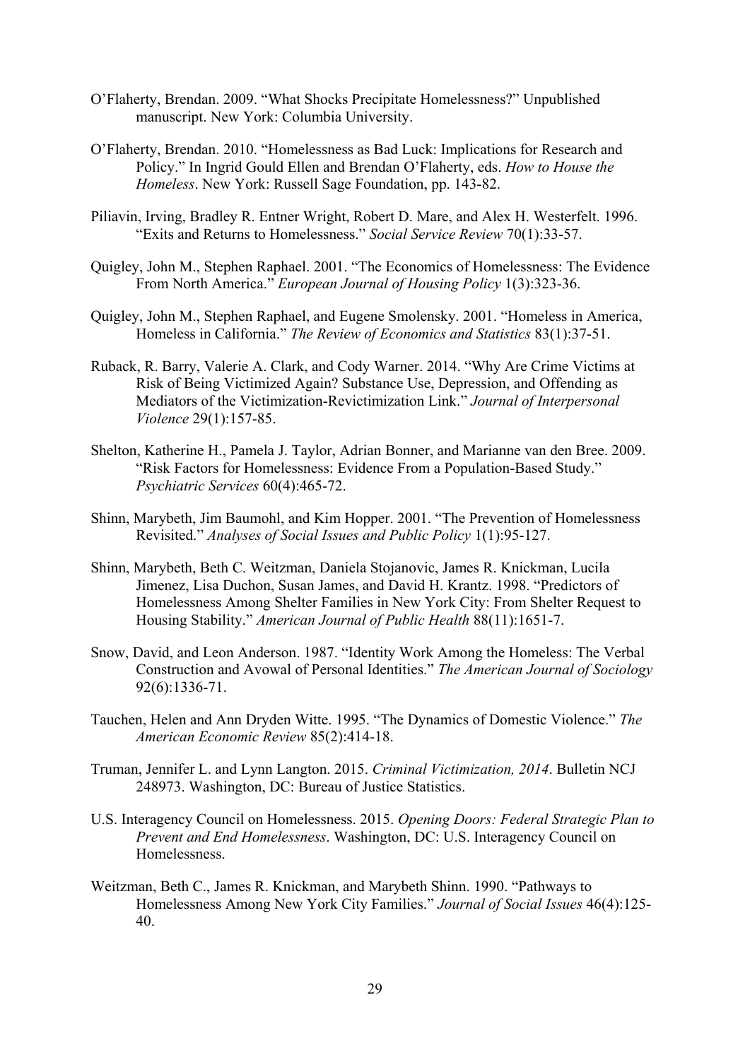O'Flaherty, Brendan. 2009. "What Shocks Precipitate Homelessness?" Unpublished manuscript. New York: Columbia University.

O'Flaherty, Brendan. 2010. "Homelessness as Bad Luck: Implications for Research and Policy." In Ingrid Gould Ellen and Brendan O'Flaherty, eds. *How to House the Homeless*. New York: Russell Sage Foundation, pp. 143-82.

Piliavin, Irving, Bradley R. Entner Wright, Robert D. Mare, and Alex H. Westerfelt. 1996. "Exits and Returns to Homelessness." *Social Service Review* 70(1):33-57.

Quigley, John M., Stephen Raphael. 2001. "The Economics of Homelessness: The Evidence From North America." *European Journal of Housing Policy* 1(3):323-36.

Quigley, John M., Stephen Raphael, and Eugene Smolensky. 2001. "Homeless in America, Homeless in California." *The Review of Economics and Statistics* 83(1):37-51.

Ruback, R. Barry, Valerie A. Clark, and Cody Warner. 2014. "Why Are Crime Victims at Risk of Being Victimized Again? Substance Use, Depression, and Offending as Mediators of the Victimization-Revictimization Link." *Journal of Interpersonal Violence* 29(1):157-85.

Shelton, Katherine H., Pamela J. Taylor, Adrian Bonner, and Marianne van den Bree. 2009. "Risk Factors for Homelessness: Evidence From a Population-Based Study." *Psychiatric Services* 60(4):465-72.

Shinn, Marybeth, Jim Baumohl, and Kim Hopper. 2001. "The Prevention of Homelessness Revisited." *Analyses of Social Issues and Public Policy* 1(1):95-127.

Shinn, Marybeth, Beth C. Weitzman, Daniela Stojanovic, James R. Knickman, Lucila Jimenez, Lisa Duchon, Susan James, and David H. Krantz. 1998. "Predictors of Homelessness Among Shelter Families in New York City: From Shelter Request to Housing Stability." *American Journal of Public Health* 88(11):1651-7.

Snow, David, and Leon Anderson. 1987. "Identity Work Among the Homeless: The Verbal Construction and Avowal of Personal Identities." *The American Journal of Sociology* 92(6):1336-71.

Tauchen, Helen and Ann Dryden Witte. 1995. "The Dynamics of Domestic Violence." *The American Economic Review* 85(2):414-18.

Truman, Jennifer L. and Lynn Langton. 2015. *Criminal Victimization, 2014*. Bulletin NCJ 248973. Washington, DC: Bureau of Justice Statistics.

U.S. Interagency Council on Homelessness. 2015. *Opening Doors: Federal Strategic Plan to Prevent and End Homelessness*. Washington, DC: U.S. Interagency Council on Homelessness.

Weitzman, Beth C., James R. Knickman, and Marybeth Shinn. 1990. "Pathways to Homelessness Among New York City Families." *Journal of Social Issues* 46(4):125-40.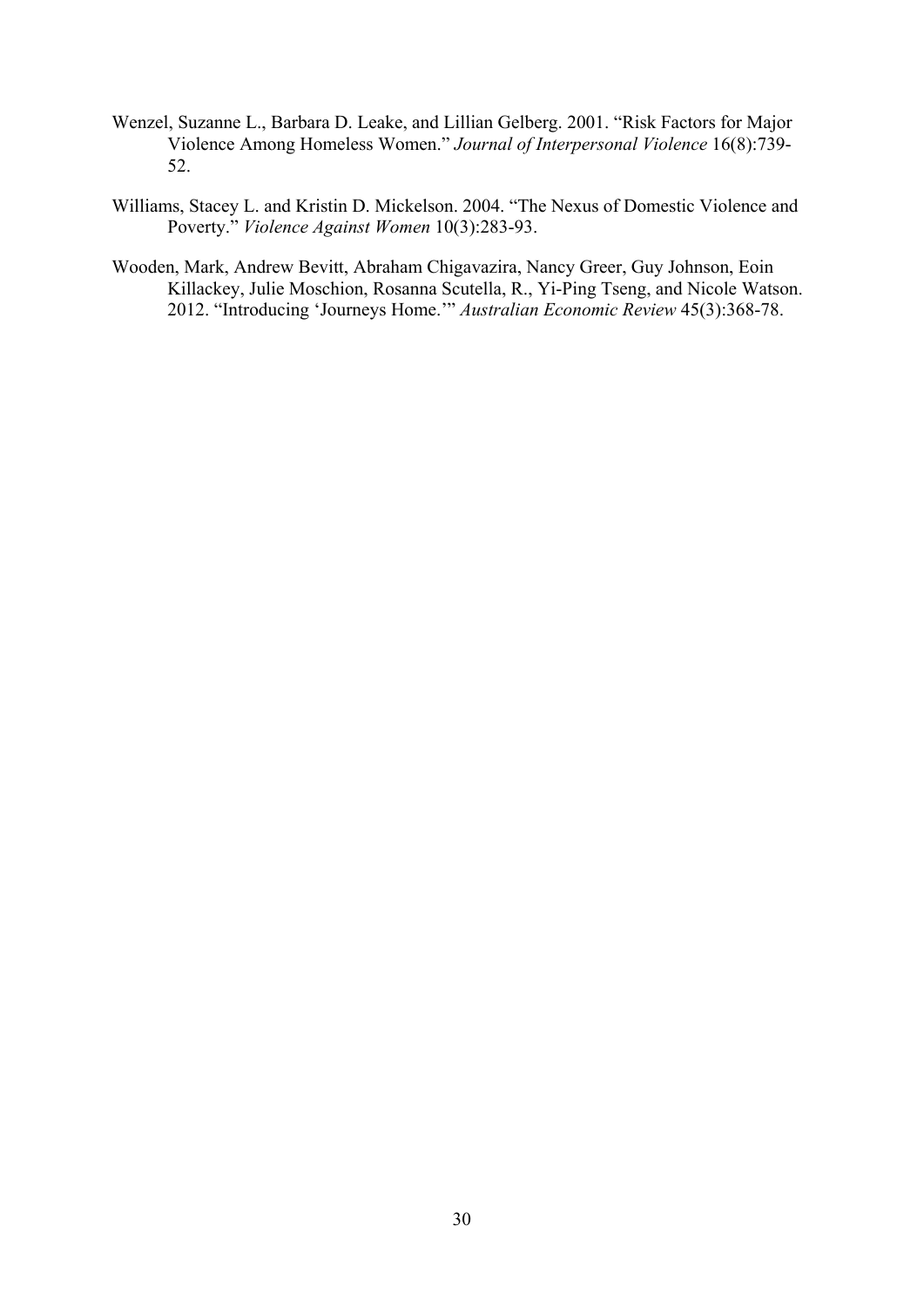Wenzel, Suzanne L., Barbara D. Leake, and Lillian Gelberg. 2001. "Risk Factors for Major Violence Among Homeless Women." *Journal of Interpersonal Violence* 16(8):739-52.

Williams, Stacey L. and Kristin D. Mickelson. 2004. "The Nexus of Domestic Violence and Poverty." *Violence Against Women* 10(3):283-93.

Wooden, Mark, Andrew Bevitt, Abraham Chigavazira, Nancy Greer, Guy Johnson, Eoin Killackey, Julie Moschion, Rosanna Scutella, R., Yi-Ping Tseng, and Nicole Watson. 2012. "Introducing 'Journeys Home.'" *Australian Economic Review* 45(3):368-78.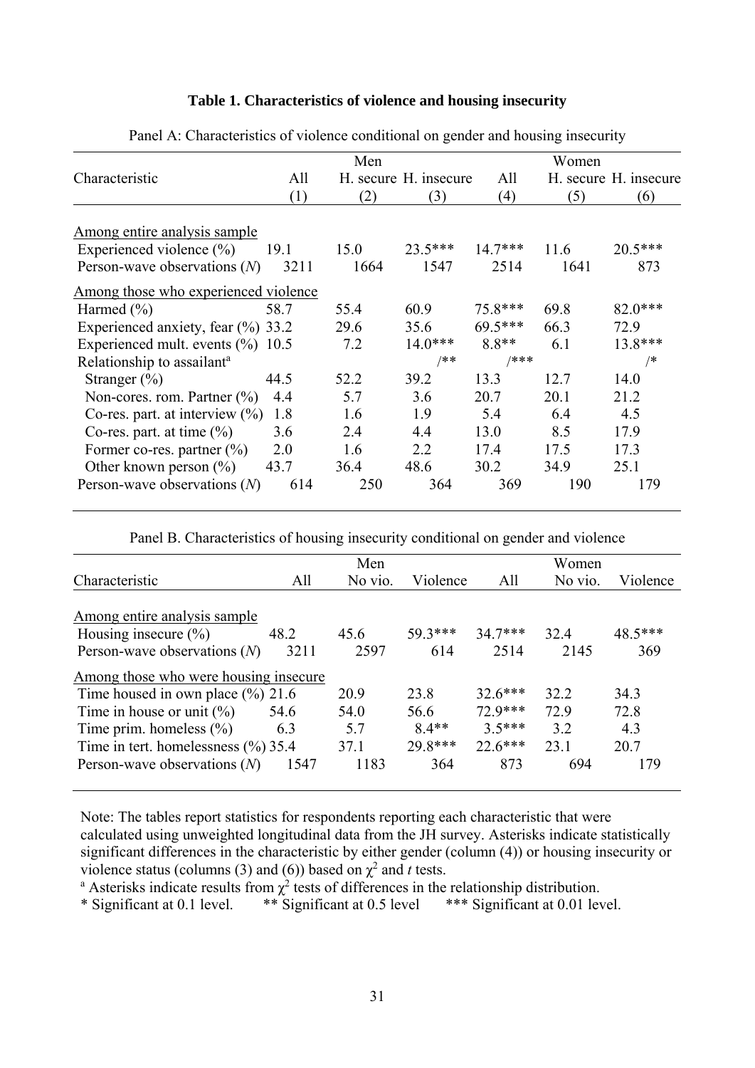**Table 1. Characteristics of violence and housing insecurity**

Panel A: Characteristics of violence conditional on gender and housing insecurity

| Characteristic | Men | | | Women | | |
|---|---|---|---|---|---|---|
| | All | H. secure | H. insecure | All | H. secure | H. insecure |
| | (1) | (2) | (3) | (4) | (5) | (6) |
| Among entire analysis sample | | | | | | |
| Experienced violence (%) | 19.1 | 15.0 | 23.5*** | 14.7*** | 11.6 | 20.5*** |
| Person-wave observations (*N*) | 3211 | 1664 | 1547 | 2514 | 1641 | 873 |
| Among those who experienced violence | | | | | | |
| Harmed (%) | 58.7 | 55.4 | 60.9 | 75.8*** | 69.8 | 82.0*** |
| Experienced anxiety, fear (%) | 33.2 | 29.6 | 35.6 | 69.5*** | 66.3 | 72.9 |
| Experienced mult. events (%) | 10.5 | 7.2 | 14.0*** | 8.8** | 6.1 | 13.8*** |
| Relationship to assailant[a] | | | /** | /*** | | /* |
| Stranger (%) | 44.5 | 52.2 | 39.2 | 13.3 | 12.7 | 14.0 |
| Non-cores. rom. Partner (%) | 4.4 | 5.7 | 3.6 | 20.7 | 20.1 | 21.2 |
| Co-res. part. at interview (%) | 1.8 | 1.6 | 1.9 | 5.4 | 6.4 | 4.5 |
| Co-res. part. at time (%) | 3.6 | 2.4 | 4.4 | 13.0 | 8.5 | 17.9 |
| Former co-res. partner (%) | 2.0 | 1.6 | 2.2 | 17.4 | 17.5 | 17.3 |
| Other known person (%) | 43.7 | 36.4 | 48.6 | 30.2 | 34.9 | 25.1 |
| Person-wave observations (*N*) | 614 | 250 | 364 | 369 | 190 | 179 |

Panel B. Characteristics of housing insecurity conditional on gender and violence

| Characteristic | Men | | | Women | | |
|---|---|---|---|---|---|---|
| | All | No vio. | Violence | All | No vio. | Violence |
| Among entire analysis sample | | | | | | |
| Housing insecure (%) | 48.2 | 45.6 | 59.3*** | 34.7*** | 32.4 | 48.5*** |
| Person-wave observations (*N*) | 3211 | 2597 | 614 | 2514 | 2145 | 369 |
| Among those who were housing insecure | | | | | | |
| Time housed in own place (%) | 21.6 | 20.9 | 23.8 | 32.6*** | 32.2 | 34.3 |
| Time in house or unit (%) | 54.6 | 54.0 | 56.6 | 72.9*** | 72.9 | 72.8 |
| Time prim. homeless (%) | 6.3 | 5.7 | 8.4** | 3.5*** | 3.2 | 4.3 |
| Time in tert. homelessness (%) | 35.4 | 37.1 | 29.8*** | 22.6*** | 23.1 | 20.7 |
| Person-wave observations (*N*) | 1547 | 1183 | 364 | 873 | 694 | 179 |

Note: The tables report statistics for respondents reporting each characteristic that were calculated using unweighted longitudinal data from the JH survey. Asterisks indicate statistically significant differences in the characteristic by either gender (column (4)) or housing insecurity or violence status (columns (3) and (6)) based on $\chi^2$ and *t* tests.

[a] Asterisks indicate results from $\chi^2$ tests of differences in the relationship distribution.

\* Significant at 0.1 level. &nbsp;&nbsp; ** Significant at 0.5 level &nbsp;&nbsp; *** Significant at 0.01 level.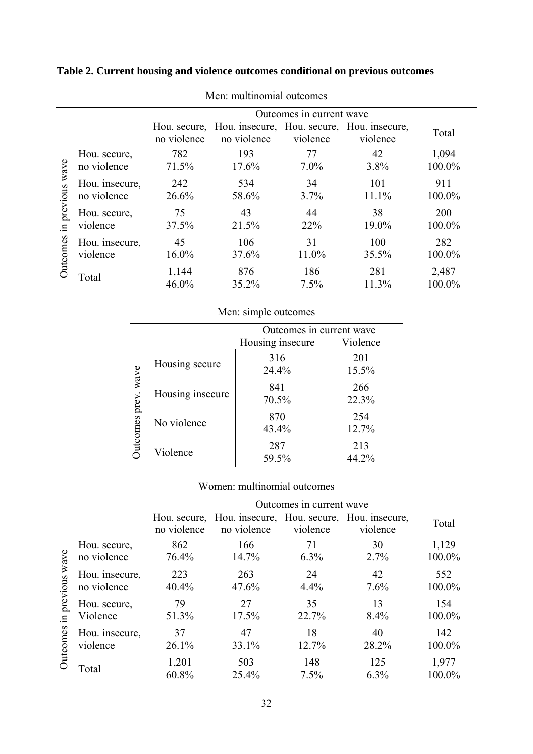**Table 2. Current housing and violence outcomes conditional on previous outcomes**

Men: multinomial outcomes

| | | Outcomes in current wave | | | | |
|---|---|---|---|---|---|---|
| | | Hou. secure, no violence | Hou. insecure, no violence | Hou. secure, violence | Hou. insecure, violence | Total |
| Outcomes in previous wave | Hou. secure, no violence | 782<br>71.5% | 193<br>17.6% | 77<br>7.0% | 42<br>3.8% | 1,094<br>100.0% |
| | Hou. insecure, no violence | 242<br>26.6% | 534<br>58.6% | 34<br>3.7% | 101<br>11.1% | 911<br>100.0% |
| | Hou. secure, violence | 75<br>37.5% | 43<br>21.5% | 44<br>22% | 38<br>19.0% | 200<br>100.0% |
| | Hou. insecure, violence | 45<br>16.0% | 106<br>37.6% | 31<br>11.0% | 100<br>35.5% | 282<br>100.0% |
| | Total | 1,144<br>46.0% | 876<br>35.2% | 186<br>7.5% | 281<br>11.3% | 2,487<br>100.0% |

Men: simple outcomes

| | | Outcomes in current wave | |
|---|---|---|---|
| | | Housing insecure | Violence |
| Outcomes prev. wave | Housing secure | 316<br>24.4% | 201<br>15.5% |
| | Housing insecure | 841<br>70.5% | 266<br>22.3% |
| | No violence | 870<br>43.4% | 254<br>12.7% |
| | Violence | 287<br>59.5% | 213<br>44.2% |

Women: multinomial outcomes

| | | Outcomes in current wave | | | | |
|---|---|---|---|---|---|---|
| | | Hou. secure, no violence | Hou. insecure, no violence | Hou. secure, violence | Hou. insecure, violence | Total |
| Outcomes in previous wave | Hou. secure, no violence | 862<br>76.4% | 166<br>14.7% | 71<br>6.3% | 30<br>2.7% | 1,129<br>100.0% |
| | Hou. insecure, no violence | 223<br>40.4% | 263<br>47.6% | 24<br>4.4% | 42<br>7.6% | 552<br>100.0% |
| | Hou. secure, Violence | 79<br>51.3% | 27<br>17.5% | 35<br>22.7% | 13<br>8.4% | 154<br>100.0% |
| | Hou. insecure, violence | 37<br>26.1% | 47<br>33.1% | 18<br>12.7% | 40<br>28.2% | 142<br>100.0% |
| | Total | 1,201<br>60.8% | 503<br>25.4% | 148<br>7.5% | 125<br>6.3% | 1,977<br>100.0% |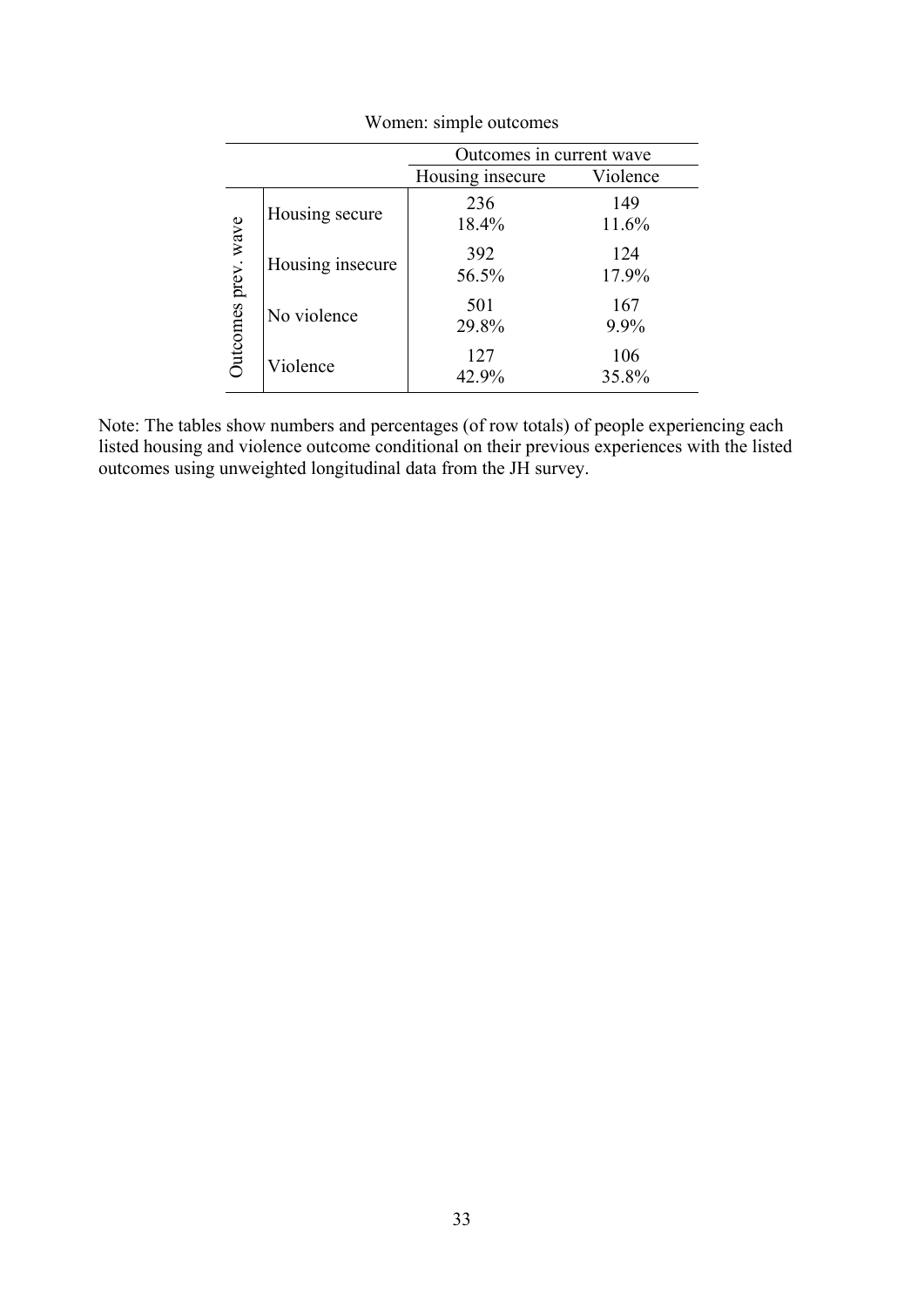Women: simple outcomes

| | | Outcomes in current wave | |
|---|---|---|---|
| | | Housing insecure | Violence |
| Outcomes prev. wave | Housing secure | 236<br>18.4% | 149<br>11.6% |
| | Housing insecure | 392<br>56.5% | 124<br>17.9% |
| | No violence | 501<br>29.8% | 167<br>9.9% |
| | Violence | 127<br>42.9% | 106<br>35.8% |

Note: The tables show numbers and percentages (of row totals) of people experiencing each listed housing and violence outcome conditional on their previous experiences with the listed outcomes using unweighted longitudinal data from the JH survey.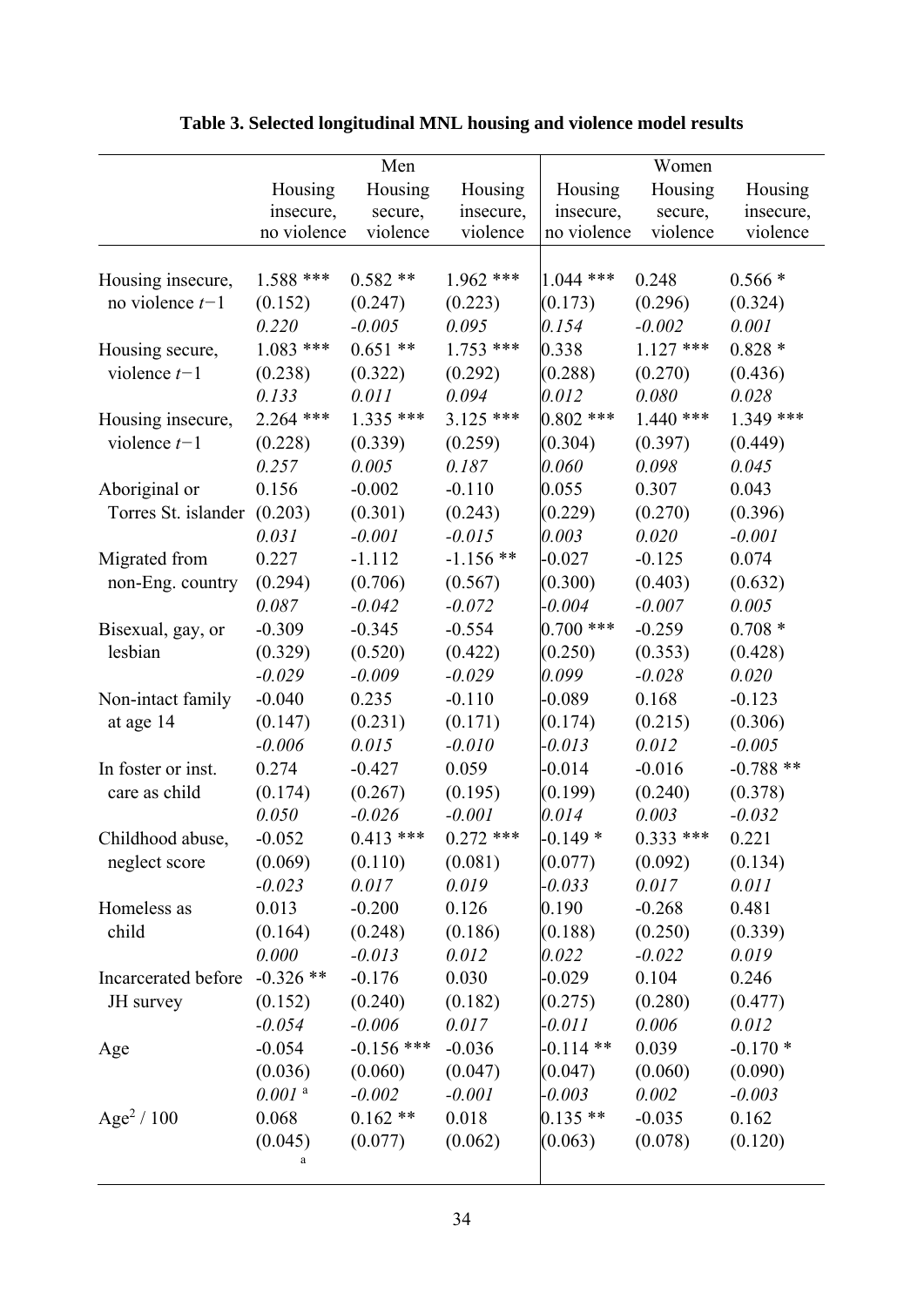**Table 3. Selected longitudinal MNL housing and violence model results**

| | Men | | | Women | | |
|---|---|---|---|---|---|---|
| | Housing insecure, no violence | Housing secure, violence | Housing insecure, violence | Housing insecure, no violence | Housing secure, violence | Housing insecure, violence |
| Housing insecure, no violence $t-1$ | 1.588 *** | 0.582 ** | 1.962 *** | 1.044 *** | 0.248 | 0.566 * |
| | (0.152) | (0.247) | (0.223) | (0.173) | (0.296) | (0.324) |
| | *0.220* | *-0.005* | *0.095* | *0.154* | *-0.002* | *0.001* |
| Housing secure, violence $t-1$ | 1.083 *** | 0.651 ** | 1.753 *** | 0.338 | 1.127 *** | 0.828 * |
| | (0.238) | (0.322) | (0.292) | (0.288) | (0.270) | (0.436) |
| | *0.133* | *0.011* | *0.094* | *0.012* | *0.080* | *0.028* |
| Housing insecure, violence $t-1$ | 2.264 *** | 1.335 *** | 3.125 *** | 0.802 *** | 1.440 *** | 1.349 *** |
| | (0.228) | (0.339) | (0.259) | (0.304) | (0.397) | (0.449) |
| | *0.257* | *0.005* | *0.187* | *0.060* | *0.098* | *0.045* |
| Aboriginal or Torres St. islander | 0.156 | -0.002 | -0.110 | 0.055 | 0.307 | 0.043 |
| | (0.203) | (0.301) | (0.243) | (0.229) | (0.270) | (0.396) |
| | *0.031* | *-0.001* | *-0.015* | *0.003* | *0.020* | *-0.001* |
| Migrated from non-Eng. country | 0.227 | -1.112 | -1.156 ** | -0.027 | -0.125 | 0.074 |
| | (0.294) | (0.706) | (0.567) | (0.300) | (0.403) | (0.632) |
| | *0.087* | *-0.042* | *-0.072* | *-0.004* | *-0.007* | *0.005* |
| Bisexual, gay, or lesbian | -0.309 | -0.345 | -0.554 | 0.700 *** | -0.259 | 0.708 * |
| | (0.329) | (0.520) | (0.422) | (0.250) | (0.353) | (0.428) |
| | *-0.029* | *-0.009* | *-0.029* | *0.099* | *-0.028* | *0.020* |
| Non-intact family at age 14 | -0.040 | 0.235 | -0.110 | -0.089 | 0.168 | -0.123 |
| | (0.147) | (0.231) | (0.171) | (0.174) | (0.215) | (0.306) |
| | *-0.006* | *0.015* | *-0.010* | *-0.013* | *0.012* | *-0.005* |
| In foster or inst. care as child | 0.274 | -0.427 | 0.059 | -0.014 | -0.016 | -0.788 ** |
| | (0.174) | (0.267) | (0.195) | (0.199) | (0.240) | (0.378) |
| | *0.050* | *-0.026* | *-0.001* | *0.014* | *0.003* | *-0.032* |
| Childhood abuse, neglect score | -0.052 | 0.413 *** | 0.272 *** | -0.149 * | 0.333 *** | 0.221 |
| | (0.069) | (0.110) | (0.081) | (0.077) | (0.092) | (0.134) |
| | *-0.023* | *0.017* | *0.019* | *-0.033* | *0.017* | *0.011* |
| Homeless as child | 0.013 | -0.200 | 0.126 | 0.190 | -0.268 | 0.481 |
| | (0.164) | (0.248) | (0.186) | (0.188) | (0.250) | (0.339) |
| | *0.000* | *-0.013* | *0.012* | *0.022* | *-0.022* | *0.019* |
| Incarcerated before JH survey | -0.326 ** | -0.176 | 0.030 | -0.029 | 0.104 | 0.246 |
| | (0.152) | (0.240) | (0.182) | (0.275) | (0.280) | (0.477) |
| | *-0.054* | *-0.006* | *0.017* | *-0.011* | *0.006* | *0.012* |
| Age | -0.054 | -0.156 *** | -0.036 | -0.114 ** | 0.039 | -0.170 * |
| | (0.036) | (0.060) | (0.047) | (0.047) | (0.060) | (0.090) |
| | *0.001* [a] | *-0.002* | *-0.001* | *-0.003* | *0.002* | *-0.003* |
| $\text{Age}^2 / 100$ | 0.068 | 0.162 ** | 0.018 | 0.135 ** | -0.035 | 0.162 |
| | (0.045) | (0.077) | (0.062) | (0.063) | (0.078) | (0.120) |
| | [a] | | | | | |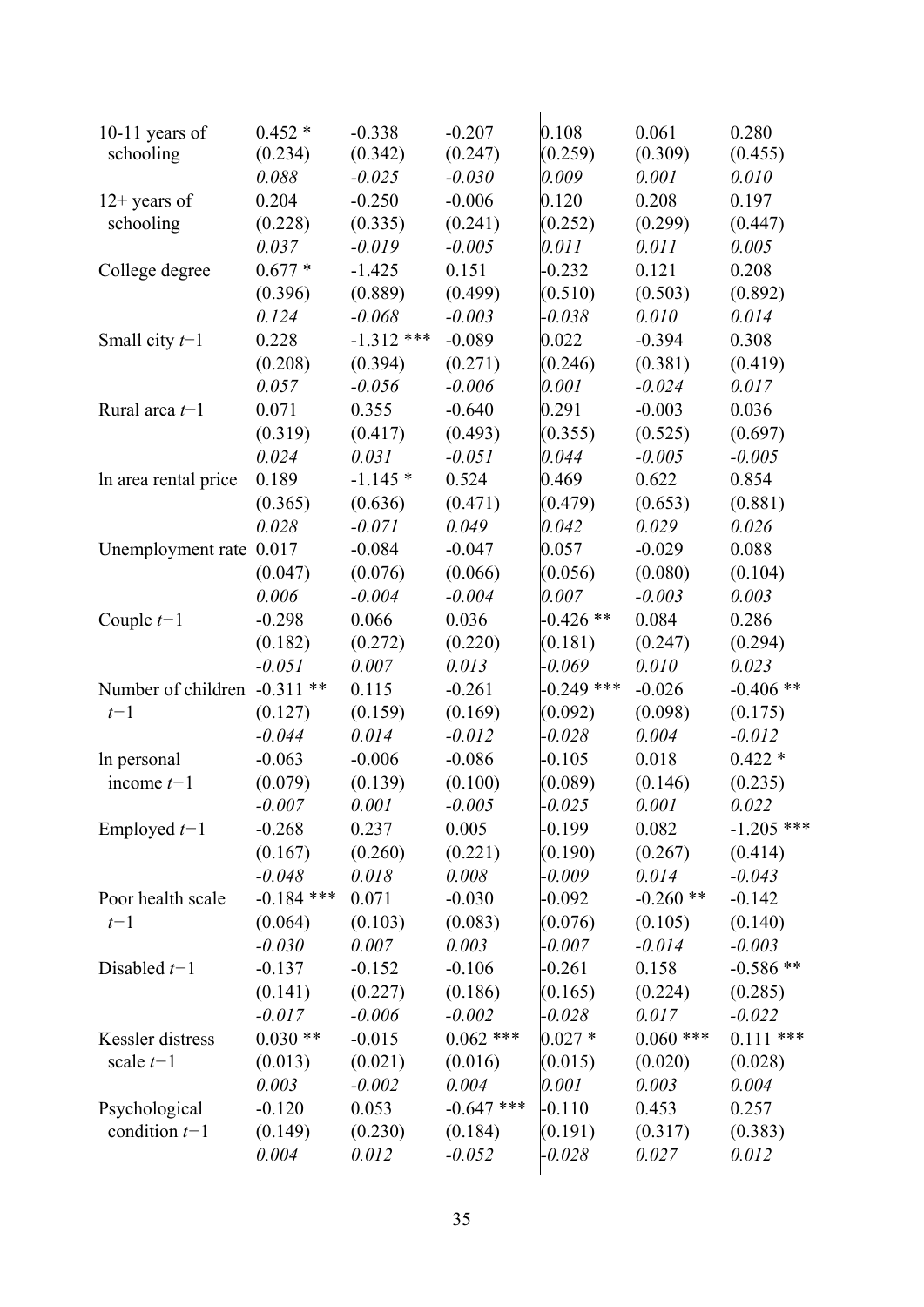| | | | | | | |
|---|---|---|---|---|---|---|
| 10-11 years of schooling | 0.452 * | -0.338 | -0.207 | 0.108 | 0.061 | 0.280 |
| | (0.234) | (0.342) | (0.247) | (0.259) | (0.309) | (0.455) |
| | *0.088* | *-0.025* | *-0.030* | *0.009* | *0.001* | *0.010* |
| 12+ years of schooling | 0.204 | -0.250 | -0.006 | 0.120 | 0.208 | 0.197 |
| | (0.228) | (0.335) | (0.241) | (0.252) | (0.299) | (0.447) |
| | *0.037* | *-0.019* | *-0.005* | *0.011* | *0.011* | *0.005* |
| College degree | 0.677 * | -1.425 | 0.151 | -0.232 | 0.121 | 0.208 |
| | (0.396) | (0.889) | (0.499) | (0.510) | (0.503) | (0.892) |
| | *0.124* | *-0.068* | *-0.003* | *-0.038* | *0.010* | *0.014* |
| Small city $t-1$ | 0.228 | -1.312 *** | -0.089 | 0.022 | -0.394 | 0.308 |
| | (0.208) | (0.394) | (0.271) | (0.246) | (0.381) | (0.419) |
| | *0.057* | *-0.056* | *-0.006* | *0.001* | *-0.024* | *0.017* |
| Rural area $t-1$ | 0.071 | 0.355 | -0.640 | 0.291 | -0.003 | 0.036 |
| | (0.319) | (0.417) | (0.493) | (0.355) | (0.525) | (0.697) |
| | *0.024* | *0.031* | *-0.051* | *0.044* | *-0.005* | *-0.005* |
| ln area rental price | 0.189 | -1.145 * | 0.524 | 0.469 | 0.622 | 0.854 |
| | (0.365) | (0.636) | (0.471) | (0.479) | (0.653) | (0.881) |
| | *0.028* | *-0.071* | *0.049* | *0.042* | *0.029* | *0.026* |
| Unemployment rate | 0.017 | -0.084 | -0.047 | 0.057 | -0.029 | 0.088 |
| | (0.047) | (0.076) | (0.066) | (0.056) | (0.080) | (0.104) |
| | *0.006* | *-0.004* | *-0.004* | *0.007* | *-0.003* | *0.003* |
| Couple $t-1$ | -0.298 | 0.066 | 0.036 | -0.426 ** | 0.084 | 0.286 |
| | (0.182) | (0.272) | (0.220) | (0.181) | (0.247) | (0.294) |
| | *-0.051* | *0.007* | *0.013* | *-0.069* | *0.010* | *0.023* |
| Number of children $t-1$ | -0.311 ** | 0.115 | -0.261 | -0.249 *** | -0.026 | -0.406 ** |
| | (0.127) | (0.159) | (0.169) | (0.092) | (0.098) | (0.175) |
| | *-0.044* | *0.014* | *-0.012* | *-0.028* | *0.004* | *-0.012* |
| ln personal income $t-1$ | -0.063 | -0.006 | -0.086 | -0.105 | 0.018 | 0.422 * |
| | (0.079) | (0.139) | (0.100) | (0.089) | (0.146) | (0.235) |
| | *-0.007* | *0.001* | *-0.005* | *-0.025* | *0.001* | *0.022* |
| Employed $t-1$ | -0.268 | 0.237 | 0.005 | -0.199 | 0.082 | -1.205 *** |
| | (0.167) | (0.260) | (0.221) | (0.190) | (0.267) | (0.414) |
| | *-0.048* | *0.018* | *0.008* | *-0.009* | *0.014* | *-0.043* |
| Poor health scale $t-1$ | -0.184 *** | 0.071 | -0.030 | -0.092 | -0.260 ** | -0.142 |
| | (0.064) | (0.103) | (0.083) | (0.076) | (0.105) | (0.140) |
| | *-0.030* | *0.007* | *0.003* | *-0.007* | *-0.014* | *-0.003* |
| Disabled $t-1$ | -0.137 | -0.152 | -0.106 | -0.261 | 0.158 | -0.586 ** |
| | (0.141) | (0.227) | (0.186) | (0.165) | (0.224) | (0.285) |
| | *-0.017* | *-0.006* | *-0.002* | *-0.028* | *0.017* | *-0.022* |
| Kessler distress scale $t-1$ | 0.030 ** | -0.015 | 0.062 *** | 0.027 * | 0.060 *** | 0.111 *** |
| | (0.013) | (0.021) | (0.016) | (0.015) | (0.020) | (0.028) |
| | *0.003* | *-0.002* | *0.004* | *0.001* | *0.003* | *0.004* |
| Psychological condition $t-1$ | -0.120 | 0.053 | -0.647 *** | -0.110 | 0.453 | 0.257 |
| | (0.149) | (0.230) | (0.184) | (0.191) | (0.317) | (0.383) |
| | *0.004* | *0.012* | *-0.052* | *-0.028* | *0.027* | *0.012* |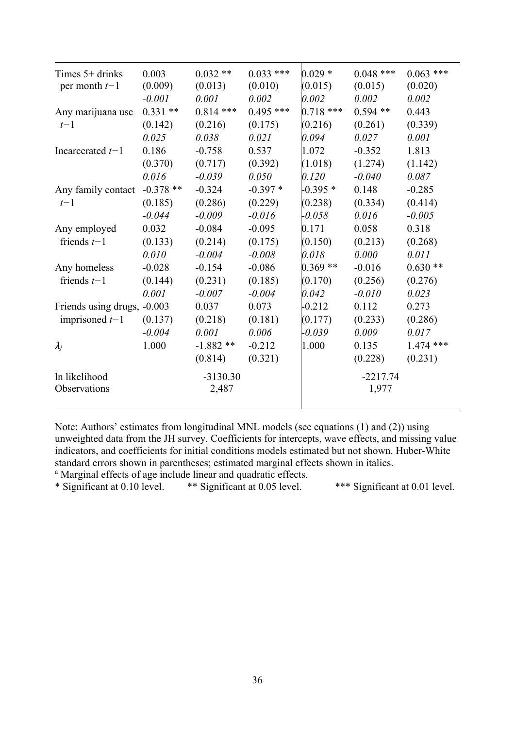| | | | | | | |
|---|---|---|---|---|---|---|
| Times 5+ drinks per month $t-1$ | 0.003 | 0.032 ** | 0.033 *** | 0.029 * | 0.048 *** | 0.063 *** |
| | (0.009) | (0.013) | (0.010) | (0.015) | (0.015) | (0.020) |
| | *-0.001* | *0.001* | *0.002* | *0.002* | *0.002* | *0.002* |
| Any marijuana use $t-1$ | 0.331 ** | 0.814 *** | 0.495 *** | 0.718 *** | 0.594 ** | 0.443 |
| | (0.142) | (0.216) | (0.175) | (0.216) | (0.261) | (0.339) |
| | *0.025* | *0.038* | *0.021* | *0.094* | *0.027* | *0.001* |
| Incarcerated $t-1$ | 0.186 | -0.758 | 0.537 | 1.072 | -0.352 | 1.813 |
| | (0.370) | (0.717) | (0.392) | (1.018) | (1.274) | (1.142) |
| | *0.016* | *-0.039* | *0.050* | *0.120* | *-0.040* | *0.087* |
| Any family contact $t-1$ | -0.378 ** | -0.324 | -0.397 * | -0.395 * | 0.148 | -0.285 |
| | (0.185) | (0.286) | (0.229) | (0.238) | (0.334) | (0.414) |
| | *-0.044* | *-0.009* | *-0.016* | *-0.058* | *0.016* | *-0.005* |
| Any employed friends $t-1$ | 0.032 | -0.084 | -0.095 | 0.171 | 0.058 | 0.318 |
| | (0.133) | (0.214) | (0.175) | (0.150) | (0.213) | (0.268) |
| | *0.010* | *-0.004* | *-0.008* | *0.018* | *0.000* | *0.011* |
| Any homeless friends $t-1$ | -0.028 | -0.154 | -0.086 | 0.369 ** | -0.016 | 0.630 ** |
| | (0.144) | (0.231) | (0.185) | (0.170) | (0.256) | (0.276) |
| | *0.001* | *-0.007* | *-0.004* | *0.042* | *-0.010* | *0.023* |
| Friends using drugs, imprisoned $t-1$ | -0.003 | 0.037 | 0.073 | -0.212 | 0.112 | 0.273 |
| | (0.137) | (0.218) | (0.181) | (0.177) | (0.233) | (0.286) |
| | *-0.004* | *0.001* | *0.006* | *-0.039* | *0.009* | *0.017* |
| $\lambda_j$ | 1.000 | -1.882 ** | -0.212 | 1.000 | 0.135 | 1.474 *** |
| | | (0.814) | (0.321) | | (0.228) | (0.231) |
| ln likelihood | | -3130.30 | | | -2217.74 | |
| Observations | | 2,487 | | | 1,977 | |

Note: Authors' estimates from longitudinal MNL models (see equations (1) and (2)) using unweighted data from the JH survey. Coefficients for intercepts, wave effects, and missing value indicators, and coefficients for initial conditions models estimated but not shown. Huber-White standard errors shown in parentheses; estimated marginal effects shown in italics.

[a] Marginal effects of age include linear and quadratic effects.

\* Significant at 0.10 level. ** Significant at 0.05 level. *** Significant at 0.01 level.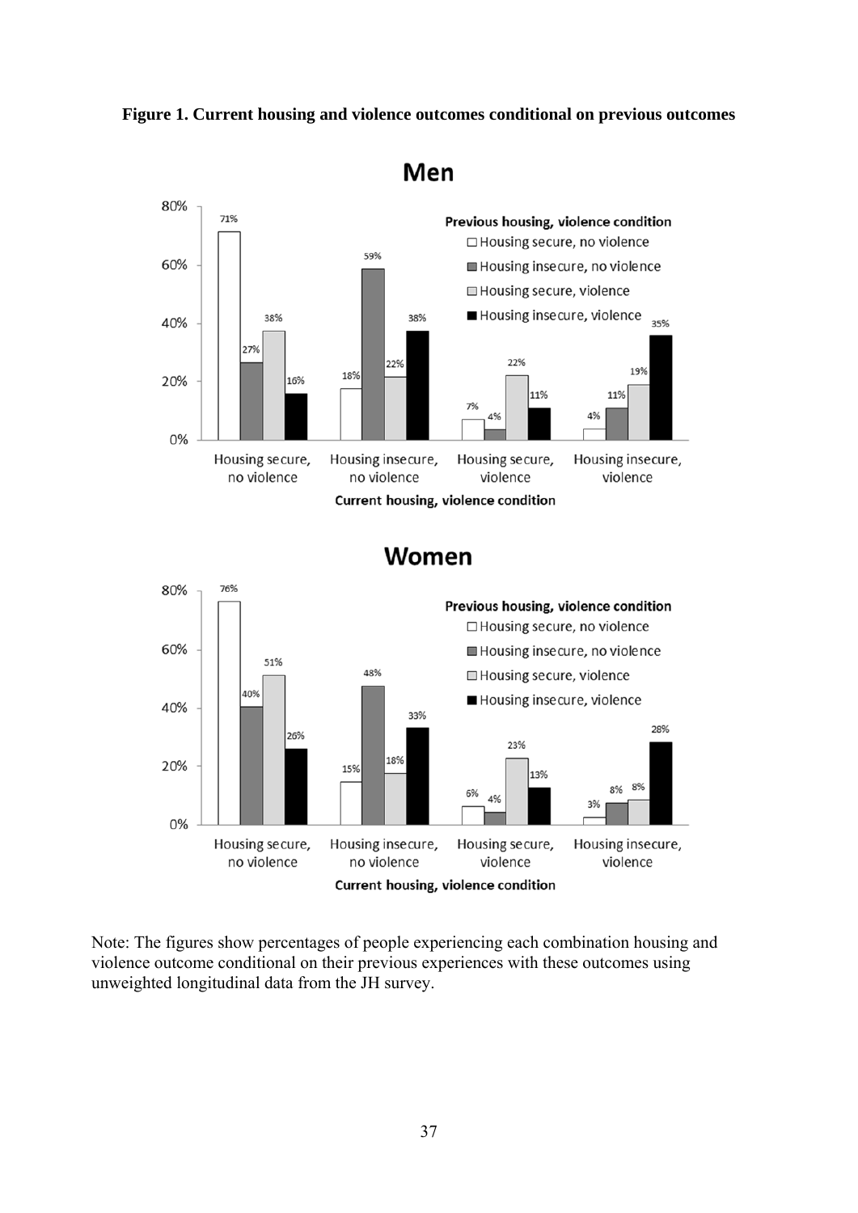**Figure 1. Current housing and violence outcomes conditional on previous outcomes**

**Men**

| Current housing, violence condition | Previous: Housing secure, no violence | Previous: Housing insecure, no violence | Previous: Housing secure, violence | Previous: Housing insecure, violence |
|---|---|---|---|---|
| Housing secure, no violence | 71% | 27% | 38% | 16% |
| Housing insecure, no violence | 18% | 59% | 22% | 38% |
| Housing secure, violence | 7% | 4% | 22% | 11% |
| Housing insecure, violence | 4% | 11% | 19% | 35% |

**Women**

| Current housing, violence condition | Previous: Housing secure, no violence | Previous: Housing insecure, no violence | Previous: Housing secure, violence | Previous: Housing insecure, violence |
|---|---|---|---|---|
| Housing secure, no violence | 76% | 40% | 51% | 26% |
| Housing insecure, no violence | 15% | 48% | 18% | 33% |
| Housing secure, violence | 6% | 4% | 23% | 13% |
| Housing insecure, violence | 3% | 8% | 8% | 28% |

Note: The figures show percentages of people experiencing each combination housing and violence outcome conditional on their previous experiences with these outcomes using unweighted longitudinal data from the JH survey.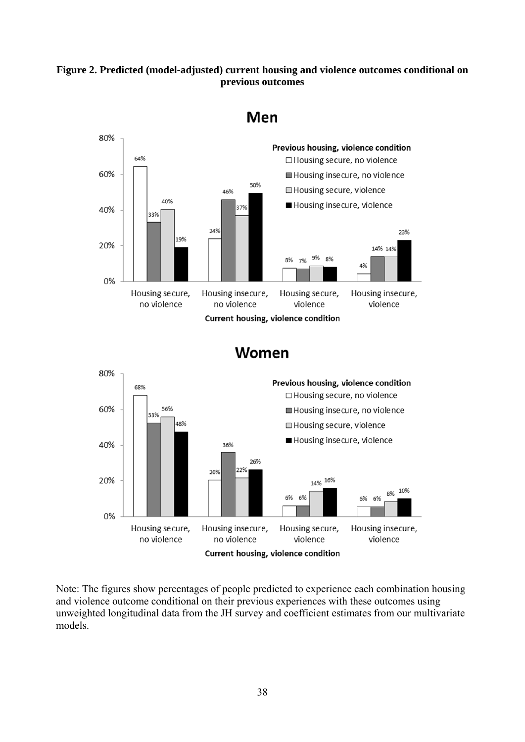**Figure 2. Predicted (model-adjusted) current housing and violence outcomes conditional on previous outcomes**

**Men**

| Current housing, violence condition | Previous: Housing secure, no violence | Previous: Housing insecure, no violence | Previous: Housing secure, violence | Previous: Housing insecure, violence |
|---|---|---|---|---|
| Housing secure, no violence | 64% | 33% | 40% | 19% |
| Housing insecure, no violence | 24% | 46% | 37% | 50% |
| Housing secure, violence | 8% | 7% | 9% | 8% |
| Housing insecure, violence | 4% | 14% | 14% | 23% |

**Women**

| Current housing, violence condition | Previous: Housing secure, no violence | Previous: Housing insecure, no violence | Previous: Housing secure, violence | Previous: Housing insecure, violence |
|---|---|---|---|---|
| Housing secure, no violence | 68% | 53% | 56% | 48% |
| Housing insecure, no violence | 20% | 36% | 22% | 26% |
| Housing secure, violence | 6% | 6% | 14% | 16% |
| Housing insecure, violence | 6% | 6% | 8% | 10% |

Note: The figures show percentages of people predicted to experience each combination housing and violence outcome conditional on their previous experiences with these outcomes using unweighted longitudinal data from the JH survey and coefficient estimates from our multivariate models.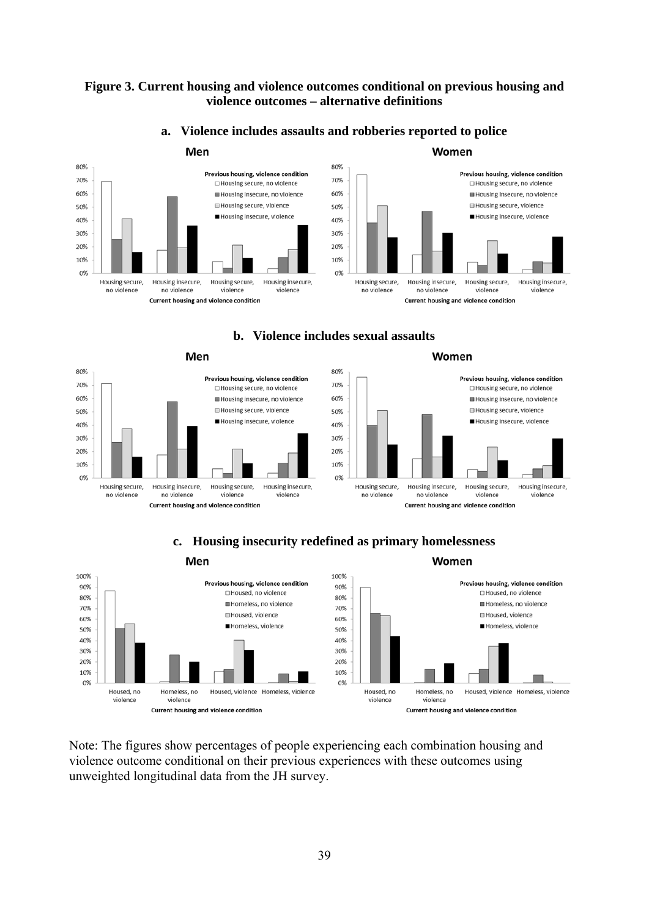**Figure 3. Current housing and violence outcomes conditional on previous housing and violence outcomes – alternative definitions**

**a. Violence includes assaults and robberies reported to police**

**b. Violence includes sexual assaults**

**c. Housing insecurity redefined as primary homelessness**

Note: The figures show percentages of people experiencing each combination housing and violence outcome conditional on their previous experiences with these outcomes using unweighted longitudinal data from the JH survey.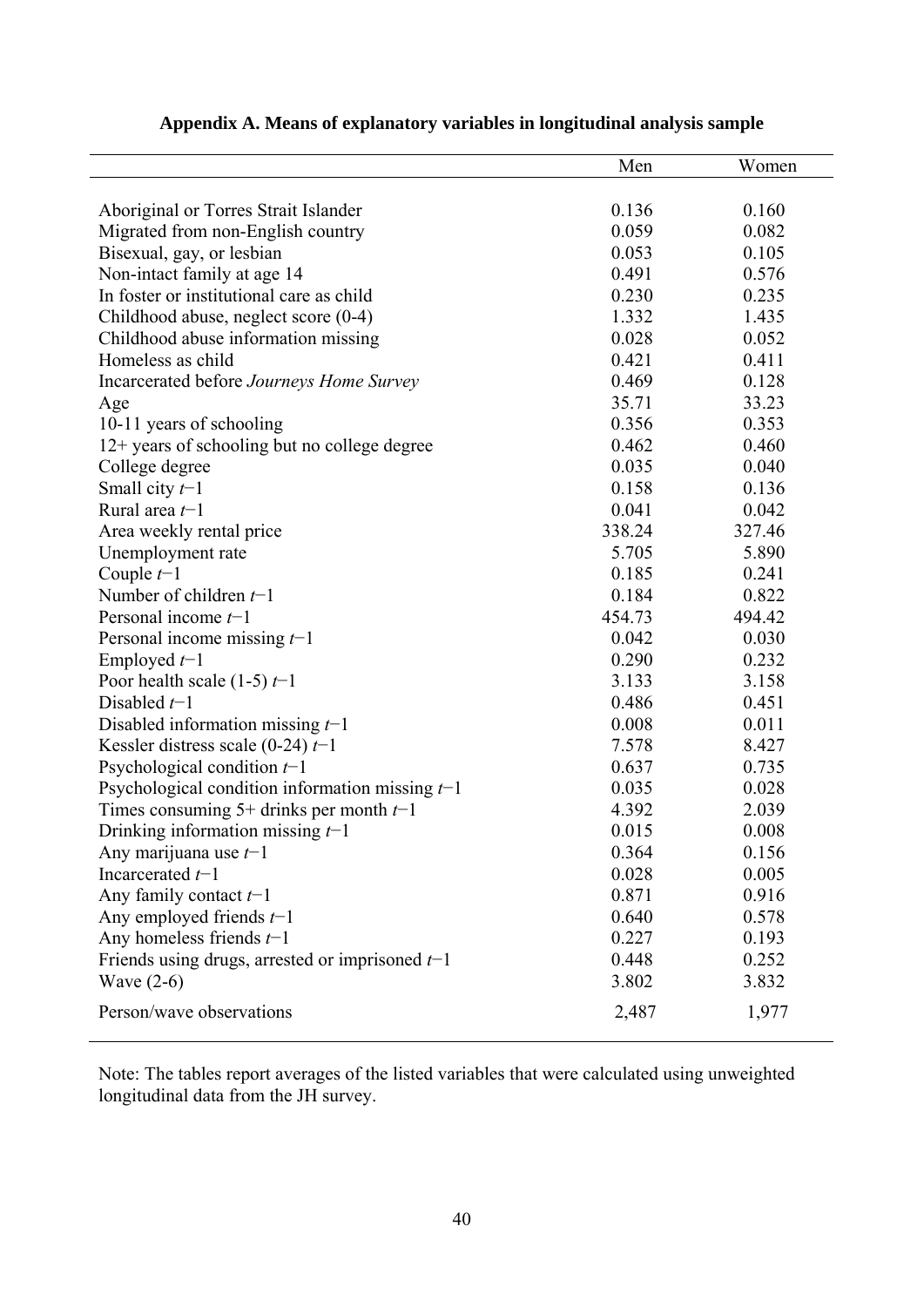**Appendix A. Means of explanatory variables in longitudinal analysis sample**

| | Men | Women |
|---|---|---|
| Aboriginal or Torres Strait Islander | 0.136 | 0.160 |
| Migrated from non-English country | 0.059 | 0.082 |
| Bisexual, gay, or lesbian | 0.053 | 0.105 |
| Non-intact family at age 14 | 0.491 | 0.576 |
| In foster or institutional care as child | 0.230 | 0.235 |
| Childhood abuse, neglect score (0-4) | 1.332 | 1.435 |
| Childhood abuse information missing | 0.028 | 0.052 |
| Homeless as child | 0.421 | 0.411 |
| Incarcerated before *Journeys Home Survey* | 0.469 | 0.128 |
| Age | 35.71 | 33.23 |
| 10-11 years of schooling | 0.356 | 0.353 |
| 12+ years of schooling but no college degree | 0.462 | 0.460 |
| College degree | 0.035 | 0.040 |
| Small city $t-1$ | 0.158 | 0.136 |
| Rural area $t-1$ | 0.041 | 0.042 |
| Area weekly rental price | 338.24 | 327.46 |
| Unemployment rate | 5.705 | 5.890 |
| Couple $t-1$ | 0.185 | 0.241 |
| Number of children $t-1$ | 0.184 | 0.822 |
| Personal income $t-1$ | 454.73 | 494.42 |
| Personal income missing $t-1$ | 0.042 | 0.030 |
| Employed $t-1$ | 0.290 | 0.232 |
| Poor health scale (1-5) $t-1$ | 3.133 | 3.158 |
| Disabled $t-1$ | 0.486 | 0.451 |
| Disabled information missing $t-1$ | 0.008 | 0.011 |
| Kessler distress scale (0-24) $t-1$ | 7.578 | 8.427 |
| Psychological condition $t-1$ | 0.637 | 0.735 |
| Psychological condition information missing $t-1$ | 0.035 | 0.028 |
| Times consuming 5+ drinks per month $t-1$ | 4.392 | 2.039 |
| Drinking information missing $t-1$ | 0.015 | 0.008 |
| Any marijuana use $t-1$ | 0.364 | 0.156 |
| Incarcerated $t-1$ | 0.028 | 0.005 |
| Any family contact $t-1$ | 0.871 | 0.916 |
| Any employed friends $t-1$ | 0.640 | 0.578 |
| Any homeless friends $t-1$ | 0.227 | 0.193 |
| Friends using drugs, arrested or imprisoned $t-1$ | 0.448 | 0.252 |
| Wave (2-6) | 3.802 | 3.832 |
| Person/wave observations | 2,487 | 1,977 |

Note: The tables report averages of the listed variables that were calculated using unweighted longitudinal data from the JH survey.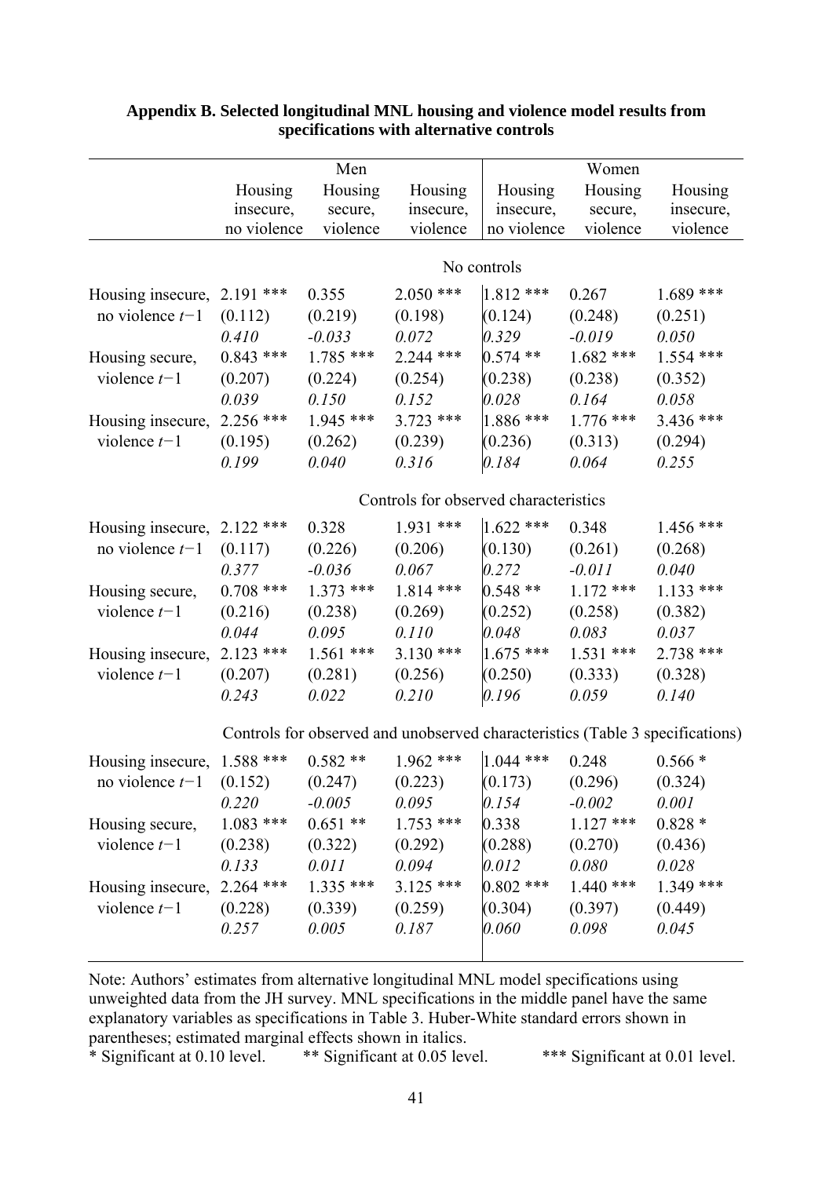**Appendix B. Selected longitudinal MNL housing and violence model results from specifications with alternative controls**

| | Men | | | Women | | |
|---|---|---|---|---|---|---|
| | Housing insecure, no violence | Housing secure, violence | Housing insecure, violence | Housing insecure, no violence | Housing secure, violence | Housing insecure, violence |
| | No controls | | | | | |
| Housing insecure, no violence $t-1$ | 2.191 *** | 0.355 | 2.050 *** | 1.812 *** | 0.267 | 1.689 *** |
| | (0.112) | (0.219) | (0.198) | (0.124) | (0.248) | (0.251) |
| | *0.410* | *-0.033* | *0.072* | *0.329* | *-0.019* | *0.050* |
| Housing secure, violence $t-1$ | 0.843 *** | 1.785 *** | 2.244 *** | 0.574 ** | 1.682 *** | 1.554 *** |
| | (0.207) | (0.224) | (0.254) | (0.238) | (0.238) | (0.352) |
| | *0.039* | *0.150* | *0.152* | *0.028* | *0.164* | *0.058* |
| Housing insecure, violence $t-1$ | 2.256 *** | 1.945 *** | 3.723 *** | 1.886 *** | 1.776 *** | 3.436 *** |
| | (0.195) | (0.262) | (0.239) | (0.236) | (0.313) | (0.294) |
| | *0.199* | *0.040* | *0.316* | *0.184* | *0.064* | *0.255* |
| | Controls for observed characteristics | | | | | |
| Housing insecure, no violence $t-1$ | 2.122 *** | 0.328 | 1.931 *** | 1.622 *** | 0.348 | 1.456 *** |
| | (0.117) | (0.226) | (0.206) | (0.130) | (0.261) | (0.268) |
| | *0.377* | *-0.036* | *0.067* | *0.272* | *-0.011* | *0.040* |
| Housing secure, violence $t-1$ | 0.708 *** | 1.373 *** | 1.814 *** | 0.548 ** | 1.172 *** | 1.133 *** |
| | (0.216) | (0.238) | (0.269) | (0.252) | (0.258) | (0.382) |
| | *0.044* | *0.095* | *0.110* | *0.048* | *0.083* | *0.037* |
| Housing insecure, violence $t-1$ | 2.123 *** | 1.561 *** | 3.130 *** | 1.675 *** | 1.531 *** | 2.738 *** |
| | (0.207) | (0.281) | (0.256) | (0.250) | (0.333) | (0.328) |
| | *0.243* | *0.022* | *0.210* | *0.196* | *0.059* | *0.140* |
| | Controls for observed and unobserved characteristics (Table 3 specifications) | | | | | |
| Housing insecure, no violence $t-1$ | 1.588 *** | 0.582 ** | 1.962 *** | 1.044 *** | 0.248 | 0.566 * |
| | (0.152) | (0.247) | (0.223) | (0.173) | (0.296) | (0.324) |
| | *0.220* | *-0.005* | *0.095* | *0.154* | *-0.002* | *0.001* |
| Housing secure, violence $t-1$ | 1.083 *** | 0.651 ** | 1.753 *** | 0.338 | 1.127 *** | 0.828 * |
| | (0.238) | (0.322) | (0.292) | (0.288) | (0.270) | (0.436) |
| | *0.133* | *0.011* | *0.094* | *0.012* | *0.080* | *0.028* |
| Housing insecure, violence $t-1$ | 2.264 *** | 1.335 *** | 3.125 *** | 0.802 *** | 1.440 *** | 1.349 *** |
| | (0.228) | (0.339) | (0.259) | (0.304) | (0.397) | (0.449) |
| | *0.257* | *0.005* | *0.187* | *0.060* | *0.098* | *0.045* |

Note: Authors' estimates from alternative longitudinal MNL model specifications using unweighted data from the JH survey. MNL specifications in the middle panel have the same explanatory variables as specifications in Table 3. Huber-White standard errors shown in parentheses; estimated marginal effects shown in italics.

\* Significant at 0.10 level. &nbsp;&nbsp;&nbsp; ** Significant at 0.05 level. &nbsp;&nbsp;&nbsp; *** Significant at 0.01 level.